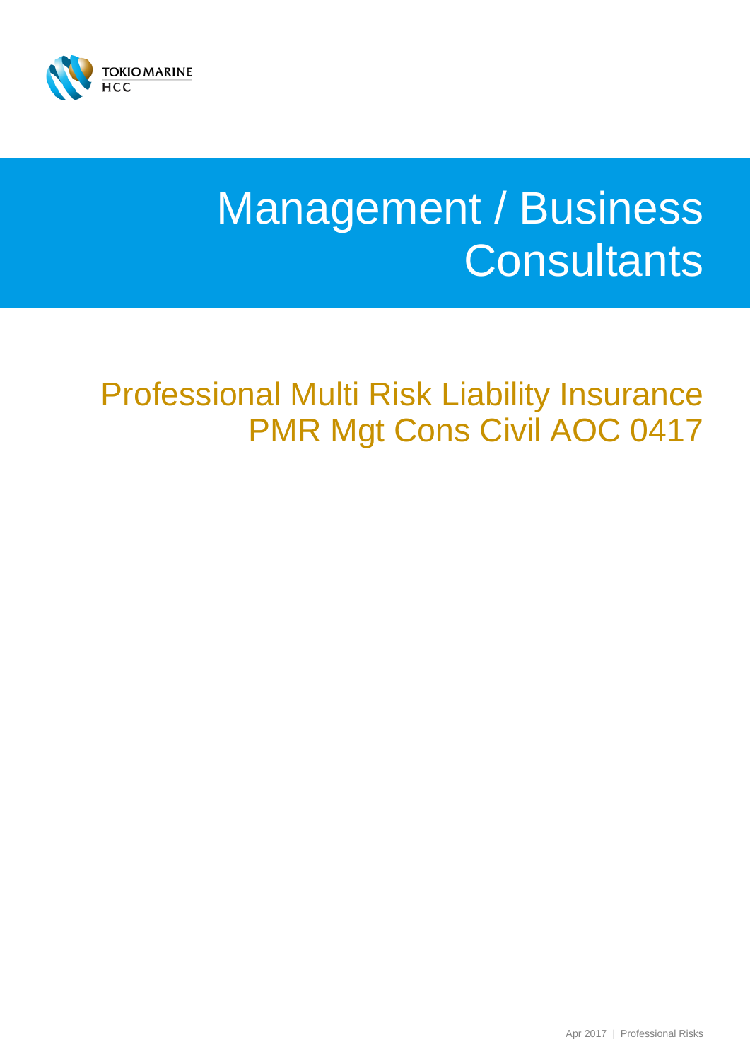TOKIO MARINE
HCC

# Management / Business Consultants

## Professional Multi Risk Liability Insurance
## PMR Mgt Cons Civil AOC 0417

Apr 2017 | Professional Risks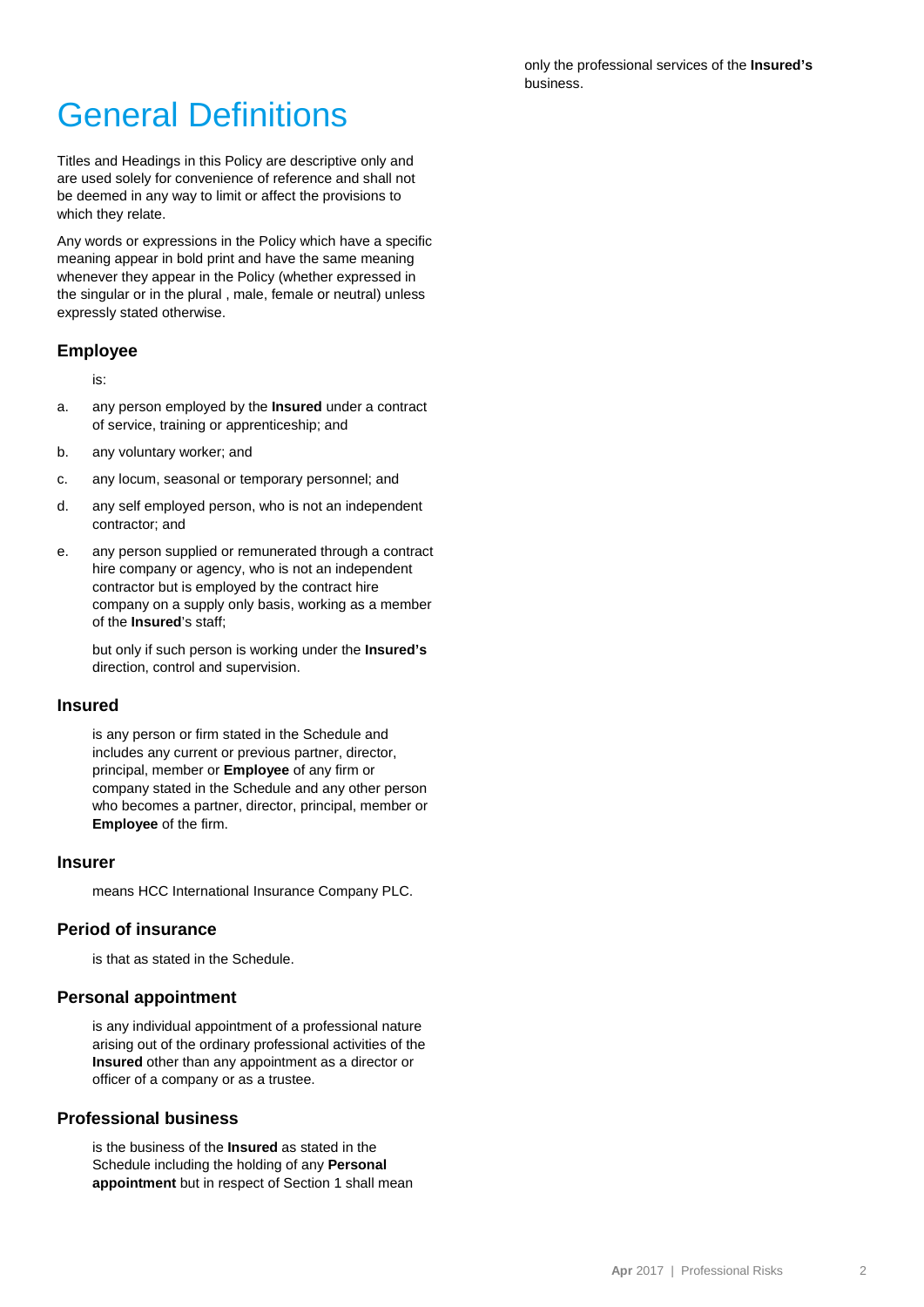# General Definitions

Titles and Headings in this Policy are descriptive only and are used solely for convenience of reference and shall not be deemed in any way to limit or affect the provisions to which they relate.

Any words or expressions in the Policy which have a specific meaning appear in bold print and have the same meaning whenever they appear in the Policy (whether expressed in the singular or in the plural , male, female or neutral) unless expressly stated otherwise.

### Employee

is:

a. any person employed by the **Insured** under a contract of service, training or apprenticeship; and

b. any voluntary worker; and

c. any locum, seasonal or temporary personnel; and

d. any self employed person, who is not an independent contractor; and

e. any person supplied or remunerated through a contract hire company or agency, who is not an independent contractor but is employed by the contract hire company on a supply only basis, working as a member of the **Insured**'s staff;

but only if such person is working under the **Insured's** direction, control and supervision.

### Insured

is any person or firm stated in the Schedule and includes any current or previous partner, director, principal, member or **Employee** of any firm or company stated in the Schedule and any other person who becomes a partner, director, principal, member or **Employee** of the firm.

### Insurer

means HCC International Insurance Company PLC.

### Period of insurance

is that as stated in the Schedule.

### Personal appointment

is any individual appointment of a professional nature arising out of the ordinary professional activities of the **Insured** other than any appointment as a director or officer of a company or as a trustee.

### Professional business

is the business of the **Insured** as stated in the Schedule including the holding of any **Personal appointment** but in respect of Section 1 shall mean only the professional services of the **Insured's** business.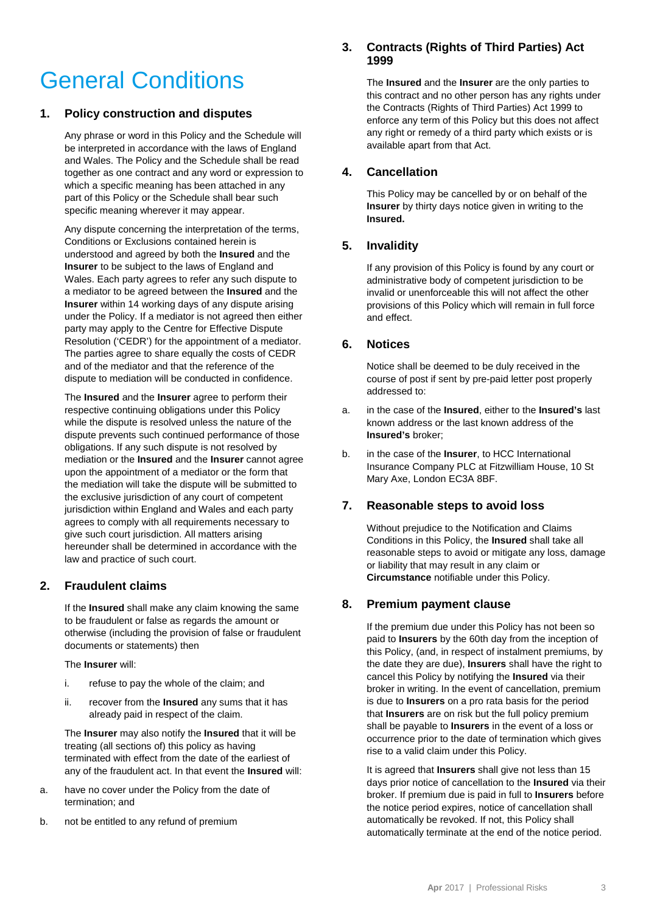# General Conditions

## 1. Policy construction and disputes

Any phrase or word in this Policy and the Schedule will be interpreted in accordance with the laws of England and Wales. The Policy and the Schedule shall be read together as one contract and any word or expression to which a specific meaning has been attached in any part of this Policy or the Schedule shall bear such specific meaning wherever it may appear.

Any dispute concerning the interpretation of the terms, Conditions or Exclusions contained herein is understood and agreed by both the **Insured** and the **Insurer** to be subject to the laws of England and Wales. Each party agrees to refer any such dispute to a mediator to be agreed between the **Insured** and the **Insurer** within 14 working days of any dispute arising under the Policy. If a mediator is not agreed then either party may apply to the Centre for Effective Dispute Resolution ('CEDR') for the appointment of a mediator. The parties agree to share equally the costs of CEDR and of the mediator and that the reference of the dispute to mediation will be conducted in confidence.

The **Insured** and the **Insurer** agree to perform their respective continuing obligations under this Policy while the dispute is resolved unless the nature of the dispute prevents such continued performance of those obligations. If any such dispute is not resolved by mediation or the **Insured** and the **Insurer** cannot agree upon the appointment of a mediator or the form that the mediation will take the dispute will be submitted to the exclusive jurisdiction of any court of competent jurisdiction within England and Wales and each party agrees to comply with all requirements necessary to give such court jurisdiction. All matters arising hereunder shall be determined in accordance with the law and practice of such court.

## 2. Fraudulent claims

If the **Insured** shall make any claim knowing the same to be fraudulent or false as regards the amount or otherwise (including the provision of false or fraudulent documents or statements) then

The **Insurer** will:

i. refuse to pay the whole of the claim; and

ii. recover from the **Insured** any sums that it has already paid in respect of the claim.

The **Insurer** may also notify the **Insured** that it will be treating (all sections of) this policy as having terminated with effect from the date of the earliest of any of the fraudulent act. In that event the **Insured** will:

a. have no cover under the Policy from the date of termination; and

b. not be entitled to any refund of premium

## 3. Contracts (Rights of Third Parties) Act 1999

The **Insured** and the **Insurer** are the only parties to this contract and no other person has any rights under the Contracts (Rights of Third Parties) Act 1999 to enforce any term of this Policy but this does not affect any right or remedy of a third party which exists or is available apart from that Act.

## 4. Cancellation

This Policy may be cancelled by or on behalf of the **Insurer** by thirty days notice given in writing to the **Insured.**

## 5. Invalidity

If any provision of this Policy is found by any court or administrative body of competent jurisdiction to be invalid or unenforceable this will not affect the other provisions of this Policy which will remain in full force and effect.

## 6. Notices

Notice shall be deemed to be duly received in the course of post if sent by pre-paid letter post properly addressed to:

a. in the case of the **Insured**, either to the **Insured's** last known address or the last known address of the **Insured's** broker;

b. in the case of the **Insurer**, to HCC International Insurance Company PLC at Fitzwilliam House, 10 St Mary Axe, London EC3A 8BF.

## 7. Reasonable steps to avoid loss

Without prejudice to the Notification and Claims Conditions in this Policy, the **Insured** shall take all reasonable steps to avoid or mitigate any loss, damage or liability that may result in any claim or **Circumstance** notifiable under this Policy.

## 8. Premium payment clause

If the premium due under this Policy has not been so paid to **Insurers** by the 60th day from the inception of this Policy, (and, in respect of instalment premiums, by the date they are due), **Insurers** shall have the right to cancel this Policy by notifying the **Insured** via their broker in writing. In the event of cancellation, premium is due to **Insurers** on a pro rata basis for the period that **Insurers** are on risk but the full policy premium shall be payable to **Insurers** in the event of a loss or occurrence prior to the date of termination which gives rise to a valid claim under this Policy.

It is agreed that **Insurers** shall give not less than 15 days prior notice of cancellation to the **Insured** via their broker. If premium due is paid in full to **Insurers** before the notice period expires, notice of cancellation shall automatically be revoked. If not, this Policy shall automatically terminate at the end of the notice period.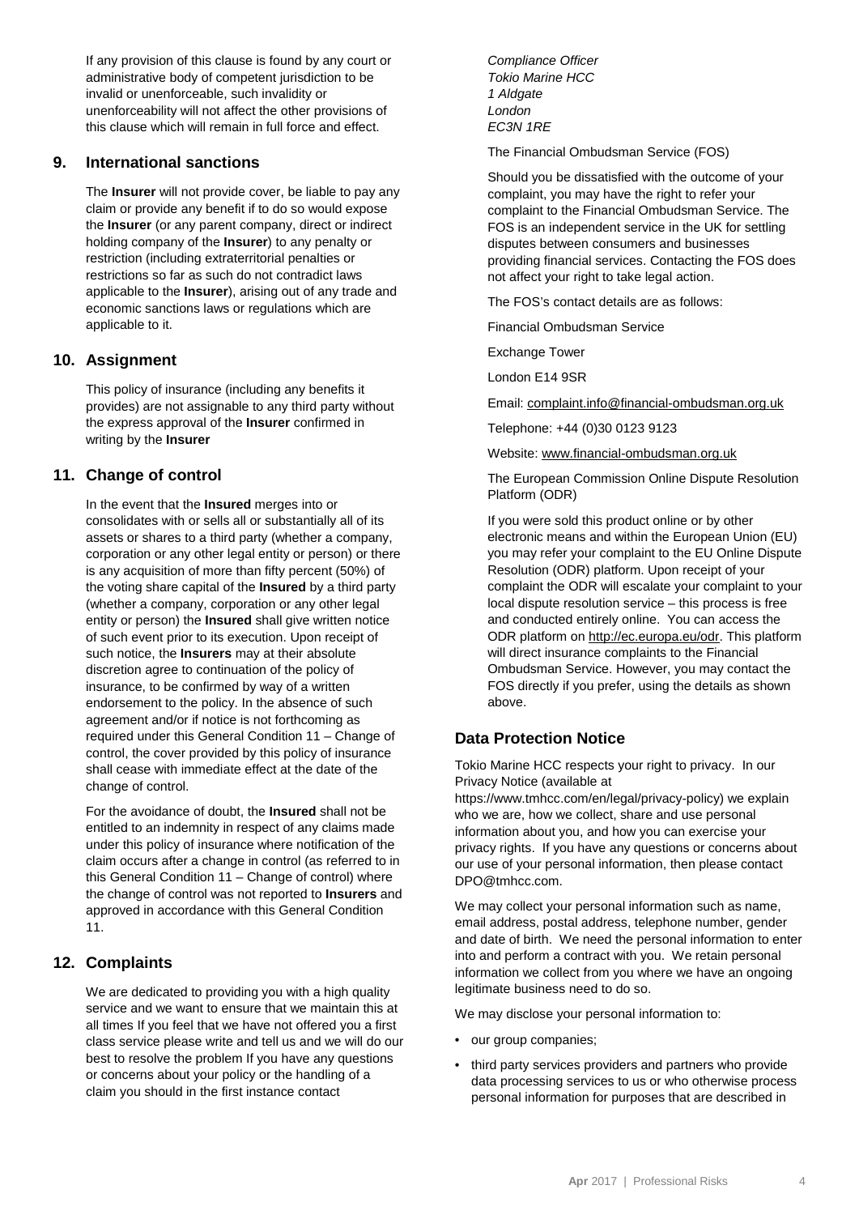If any provision of this clause is found by any court or administrative body of competent jurisdiction to be invalid or unenforceable, such invalidity or unenforceability will not affect the other provisions of this clause which will remain in full force and effect.

## 9. International sanctions

The **Insurer** will not provide cover, be liable to pay any claim or provide any benefit if to do so would expose the **Insurer** (or any parent company, direct or indirect holding company of the **Insurer**) to any penalty or restriction (including extraterritorial penalties or restrictions so far as such do not contradict laws applicable to the **Insurer**), arising out of any trade and economic sanctions laws or regulations which are applicable to it.

## 10. Assignment

This policy of insurance (including any benefits it provides) are not assignable to any third party without the express approval of the **Insurer** confirmed in writing by the **Insurer**

## 11. Change of control

In the event that the **Insured** merges into or consolidates with or sells all or substantially all of its assets or shares to a third party (whether a company, corporation or any other legal entity or person) or there is any acquisition of more than fifty percent (50%) of the voting share capital of the **Insured** by a third party (whether a company, corporation or any other legal entity or person) the **Insured** shall give written notice of such event prior to its execution. Upon receipt of such notice, the **Insurers** may at their absolute discretion agree to continuation of the policy of insurance, to be confirmed by way of a written endorsement to the policy. In the absence of such agreement and/or if notice is not forthcoming as required under this General Condition 11 – Change of control, the cover provided by this policy of insurance shall cease with immediate effect at the date of the change of control.

For the avoidance of doubt, the **Insured** shall not be entitled to an indemnity in respect of any claims made under this policy of insurance where notification of the claim occurs after a change in control (as referred to in this General Condition 11 – Change of control) where the change of control was not reported to **Insurers** and approved in accordance with this General Condition 11.

## 12. Complaints

We are dedicated to providing you with a high quality service and we want to ensure that we maintain this at all times If you feel that we have not offered you a first class service please write and tell us and we will do our best to resolve the problem If you have any questions or concerns about your policy or the handling of a claim you should in the first instance contact

*Compliance Officer*
*Tokio Marine HCC*
*1 Aldgate*
*London*
*EC3N 1RE*

The Financial Ombudsman Service (FOS)

Should you be dissatisfied with the outcome of your complaint, you may have the right to refer your complaint to the Financial Ombudsman Service. The FOS is an independent service in the UK for settling disputes between consumers and businesses providing financial services. Contacting the FOS does not affect your right to take legal action.

The FOS's contact details are as follows:

Financial Ombudsman Service

Exchange Tower

London E14 9SR

Email: complaint.info@financial-ombudsman.org.uk

Telephone: +44 (0)30 0123 9123

Website: www.financial-ombudsman.org.uk

The European Commission Online Dispute Resolution Platform (ODR)

If you were sold this product online or by other electronic means and within the European Union (EU) you may refer your complaint to the EU Online Dispute Resolution (ODR) platform. Upon receipt of your complaint the ODR will escalate your complaint to your local dispute resolution service – this process is free and conducted entirely online. You can access the ODR platform on http://ec.europa.eu/odr. This platform will direct insurance complaints to the Financial Ombudsman Service. However, you may contact the FOS directly if you prefer, using the details as shown above.

## Data Protection Notice

Tokio Marine HCC respects your right to privacy. In our Privacy Notice (available at https://www.tmhcc.com/en/legal/privacy-policy) we explain who we are, how we collect, share and use personal information about you, and how you can exercise your privacy rights. If you have any questions or concerns about our use of your personal information, then please contact DPO@tmhcc.com.

We may collect your personal information such as name, email address, postal address, telephone number, gender and date of birth. We need the personal information to enter into and perform a contract with you. We retain personal information we collect from you where we have an ongoing legitimate business need to do so.

We may disclose your personal information to:

- our group companies;
- third party services providers and partners who provide data processing services to us or who otherwise process personal information for purposes that are described in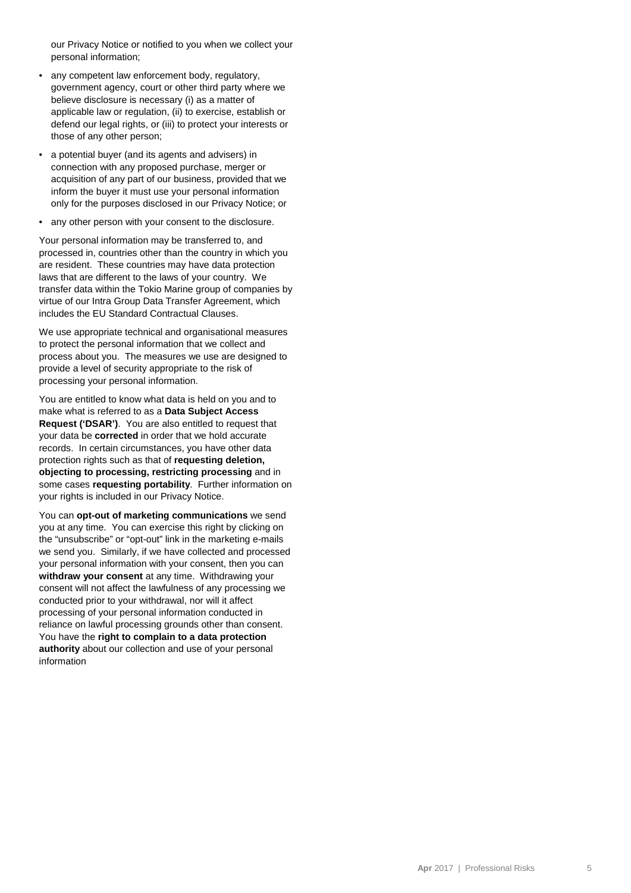our Privacy Notice or notified to you when we collect your personal information;

- any competent law enforcement body, regulatory, government agency, court or other third party where we believe disclosure is necessary (i) as a matter of applicable law or regulation, (ii) to exercise, establish or defend our legal rights, or (iii) to protect your interests or those of any other person;
- a potential buyer (and its agents and advisers) in connection with any proposed purchase, merger or acquisition of any part of our business, provided that we inform the buyer it must use your personal information only for the purposes disclosed in our Privacy Notice; or
- any other person with your consent to the disclosure.

Your personal information may be transferred to, and processed in, countries other than the country in which you are resident. These countries may have data protection laws that are different to the laws of your country. We transfer data within the Tokio Marine group of companies by virtue of our Intra Group Data Transfer Agreement, which includes the EU Standard Contractual Clauses.

We use appropriate technical and organisational measures to protect the personal information that we collect and process about you. The measures we use are designed to provide a level of security appropriate to the risk of processing your personal information.

You are entitled to know what data is held on you and to make what is referred to as a **Data Subject Access Request ('DSAR')**. You are also entitled to request that your data be **corrected** in order that we hold accurate records. In certain circumstances, you have other data protection rights such as that of **requesting deletion, objecting to processing, restricting processing** and in some cases **requesting portability**. Further information on your rights is included in our Privacy Notice.

You can **opt-out of marketing communications** we send you at any time. You can exercise this right by clicking on the "unsubscribe" or "opt-out" link in the marketing e-mails we send you. Similarly, if we have collected and processed your personal information with your consent, then you can **withdraw your consent** at any time. Withdrawing your consent will not affect the lawfulness of any processing we conducted prior to your withdrawal, nor will it affect processing of your personal information conducted in reliance on lawful processing grounds other than consent. You have the **right to complain to a data protection authority** about our collection and use of your personal information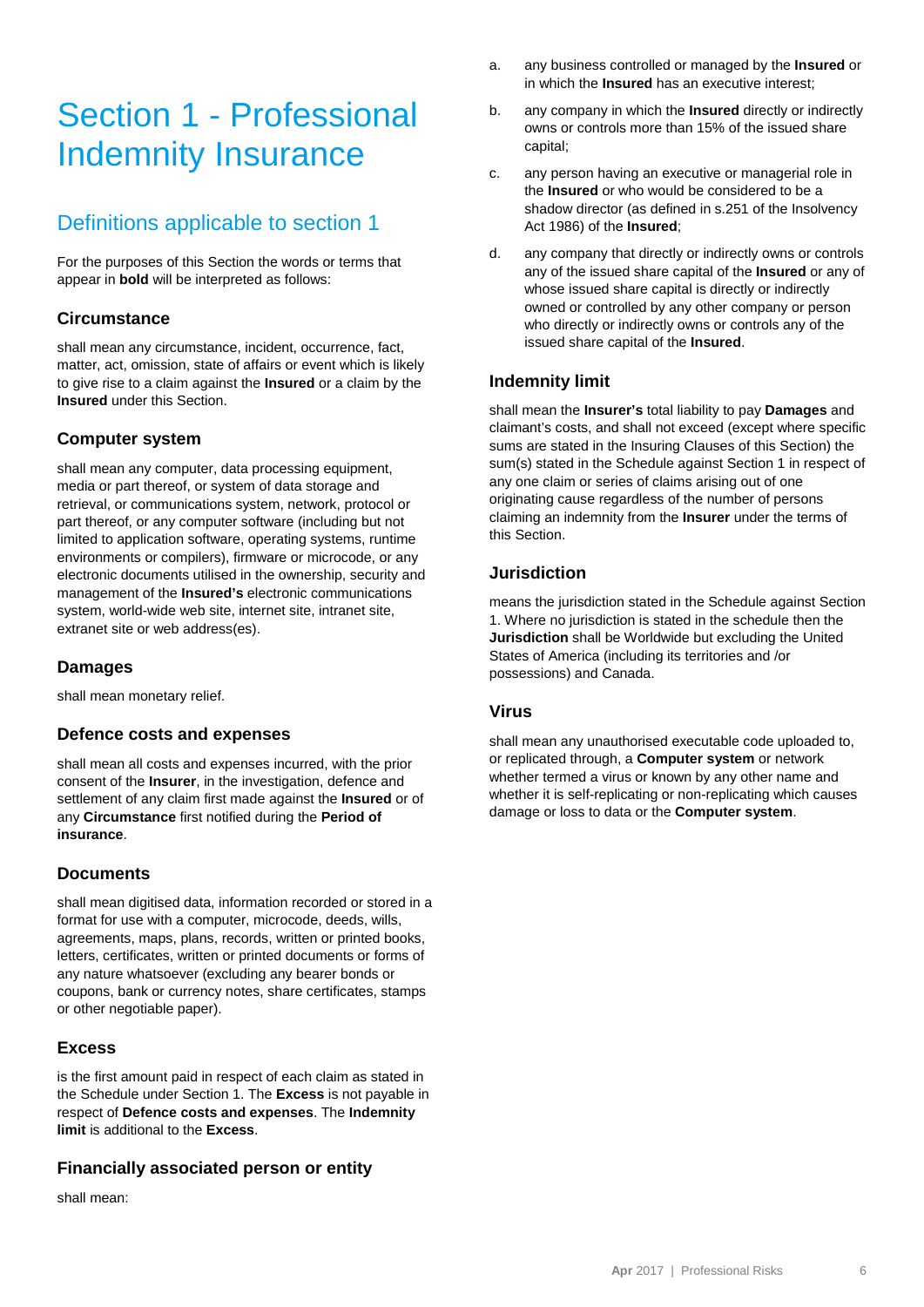# Section 1 - Professional Indemnity Insurance

## Definitions applicable to section 1

For the purposes of this Section the words or terms that appear in **bold** will be interpreted as follows:

### Circumstance

shall mean any circumstance, incident, occurrence, fact, matter, act, omission, state of affairs or event which is likely to give rise to a claim against the **Insured** or a claim by the **Insured** under this Section.

### Computer system

shall mean any computer, data processing equipment, media or part thereof, or system of data storage and retrieval, or communications system, network, protocol or part thereof, or any computer software (including but not limited to application software, operating systems, runtime environments or compilers), firmware or microcode, or any electronic documents utilised in the ownership, security and management of the **Insured's** electronic communications system, world-wide web site, internet site, intranet site, extranet site or web address(es).

### Damages

shall mean monetary relief.

### Defence costs and expenses

shall mean all costs and expenses incurred, with the prior consent of the **Insurer**, in the investigation, defence and settlement of any claim first made against the **Insured** or of any **Circumstance** first notified during the **Period of insurance**.

### Documents

shall mean digitised data, information recorded or stored in a format for use with a computer, microcode, deeds, wills, agreements, maps, plans, records, written or printed books, letters, certificates, written or printed documents or forms of any nature whatsoever (excluding any bearer bonds or coupons, bank or currency notes, share certificates, stamps or other negotiable paper).

### Excess

is the first amount paid in respect of each claim as stated in the Schedule under Section 1. The **Excess** is not payable in respect of **Defence costs and expenses**. The **Indemnity limit** is additional to the **Excess**.

### Financially associated person or entity

shall mean:

a. any business controlled or managed by the **Insured** or in which the **Insured** has an executive interest;

b. any company in which the **Insured** directly or indirectly owns or controls more than 15% of the issued share capital;

c. any person having an executive or managerial role in the **Insured** or who would be considered to be a shadow director (as defined in s.251 of the Insolvency Act 1986) of the **Insured**;

d. any company that directly or indirectly owns or controls any of the issued share capital of the **Insured** or any of whose issued share capital is directly or indirectly owned or controlled by any other company or person who directly or indirectly owns or controls any of the issued share capital of the **Insured**.

### Indemnity limit

shall mean the **Insurer's** total liability to pay **Damages** and claimant's costs, and shall not exceed (except where specific sums are stated in the Insuring Clauses of this Section) the sum(s) stated in the Schedule against Section 1 in respect of any one claim or series of claims arising out of one originating cause regardless of the number of persons claiming an indemnity from the **Insurer** under the terms of this Section.

### Jurisdiction

means the jurisdiction stated in the Schedule against Section 1. Where no jurisdiction is stated in the schedule then the **Jurisdiction** shall be Worldwide but excluding the United States of America (including its territories and /or possessions) and Canada.

### Virus

shall mean any unauthorised executable code uploaded to, or replicated through, a **Computer system** or network whether termed a virus or known by any other name and whether it is self-replicating or non-replicating which causes damage or loss to data or the **Computer system**.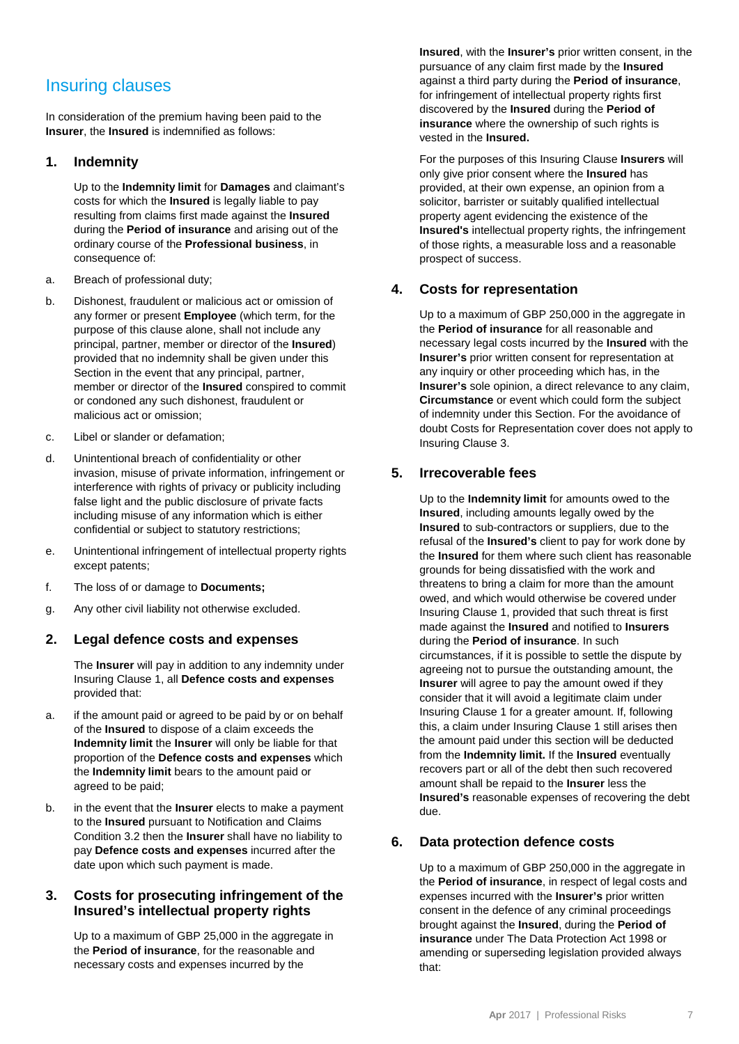# Insuring clauses

In consideration of the premium having been paid to the **Insurer**, the **Insured** is indemnified as follows:

## 1. Indemnity

Up to the **Indemnity limit** for **Damages** and claimant's costs for which the **Insured** is legally liable to pay resulting from claims first made against the **Insured** during the **Period of insurance** and arising out of the ordinary course of the **Professional business**, in consequence of:

a. Breach of professional duty;

b. Dishonest, fraudulent or malicious act or omission of any former or present **Employee** (which term, for the purpose of this clause alone, shall not include any principal, partner, member or director of the **Insured**) provided that no indemnity shall be given under this Section in the event that any principal, partner, member or director of the **Insured** conspired to commit or condoned any such dishonest, fraudulent or malicious act or omission;

c. Libel or slander or defamation;

d. Unintentional breach of confidentiality or other invasion, misuse of private information, infringement or interference with rights of privacy or publicity including false light and the public disclosure of private facts including misuse of any information which is either confidential or subject to statutory restrictions;

e. Unintentional infringement of intellectual property rights except patents;

f. The loss of or damage to **Documents;**

g. Any other civil liability not otherwise excluded.

## 2. Legal defence costs and expenses

The **Insurer** will pay in addition to any indemnity under Insuring Clause 1, all **Defence costs and expenses** provided that:

a. if the amount paid or agreed to be paid by or on behalf of the **Insured** to dispose of a claim exceeds the **Indemnity limit** the **Insurer** will only be liable for that proportion of the **Defence costs and expenses** which the **Indemnity limit** bears to the amount paid or agreed to be paid;

b. in the event that the **Insurer** elects to make a payment to the **Insured** pursuant to Notification and Claims Condition 3.2 then the **Insurer** shall have no liability to pay **Defence costs and expenses** incurred after the date upon which such payment is made.

## 3. Costs for prosecuting infringement of the Insured's intellectual property rights

Up to a maximum of GBP 25,000 in the aggregate in the **Period of insurance**, for the reasonable and necessary costs and expenses incurred by the **Insured**, with the **Insurer's** prior written consent, in the pursuance of any claim first made by the **Insured** against a third party during the **Period of insurance**, for infringement of intellectual property rights first discovered by the **Insured** during the **Period of insurance** where the ownership of such rights is vested in the **Insured.**

For the purposes of this Insuring Clause **Insurers** will only give prior consent where the **Insured** has provided, at their own expense, an opinion from a solicitor, barrister or suitably qualified intellectual property agent evidencing the existence of the **Insured's** intellectual property rights, the infringement of those rights, a measurable loss and a reasonable prospect of success.

## 4. Costs for representation

Up to a maximum of GBP 250,000 in the aggregate in the **Period of insurance** for all reasonable and necessary legal costs incurred by the **Insured** with the **Insurer's** prior written consent for representation at any inquiry or other proceeding which has, in the **Insurer's** sole opinion, a direct relevance to any claim, **Circumstance** or event which could form the subject of indemnity under this Section. For the avoidance of doubt Costs for Representation cover does not apply to Insuring Clause 3.

## 5. Irrecoverable fees

Up to the **Indemnity limit** for amounts owed to the **Insured**, including amounts legally owed by the **Insured** to sub-contractors or suppliers, due to the refusal of the **Insured's** client to pay for work done by the **Insured** for them where such client has reasonable grounds for being dissatisfied with the work and threatens to bring a claim for more than the amount owed, and which would otherwise be covered under Insuring Clause 1, provided that such threat is first made against the **Insured** and notified to **Insurers** during the **Period of insurance**. In such circumstances, if it is possible to settle the dispute by agreeing not to pursue the outstanding amount, the **Insurer** will agree to pay the amount owed if they consider that it will avoid a legitimate claim under Insuring Clause 1 for a greater amount. If, following this, a claim under Insuring Clause 1 still arises then the amount paid under this section will be deducted from the **Indemnity limit.** If the **Insured** eventually recovers part or all of the debt then such recovered amount shall be repaid to the **Insurer** less the **Insured's** reasonable expenses of recovering the debt due.

## 6. Data protection defence costs

Up to a maximum of GBP 250,000 in the aggregate in the **Period of insurance**, in respect of legal costs and expenses incurred with the **Insurer's** prior written consent in the defence of any criminal proceedings brought against the **Insured**, during the **Period of insurance** under The Data Protection Act 1998 or amending or superseding legislation provided always that: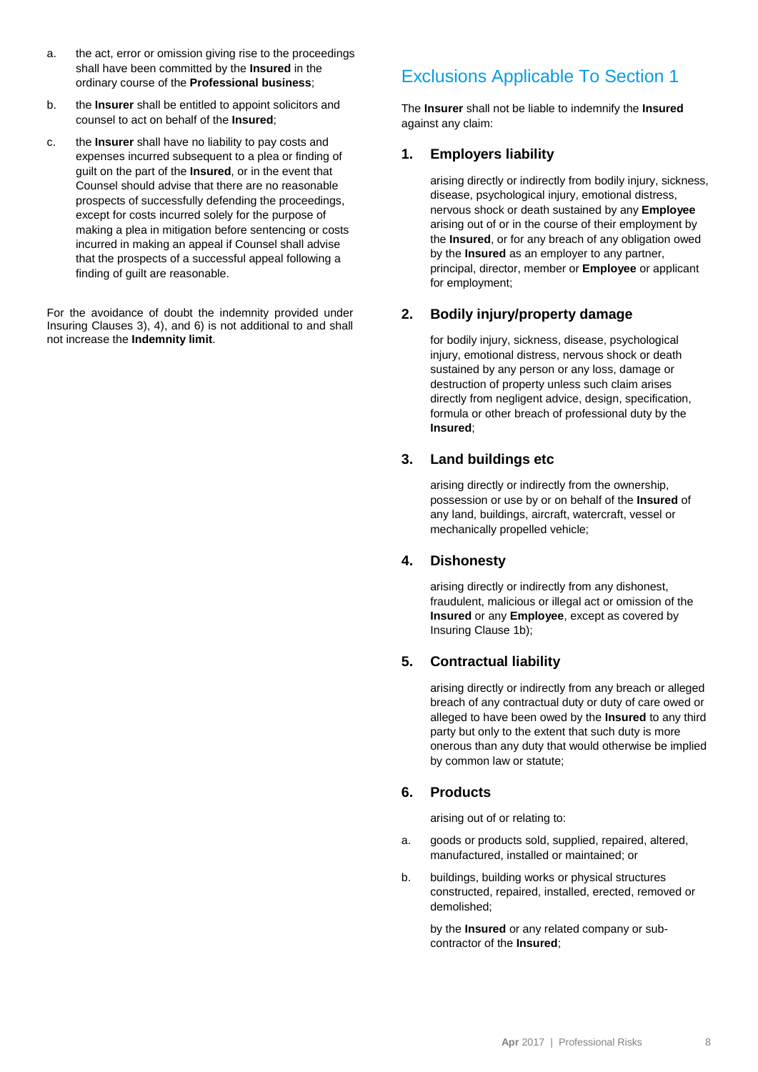a. the act, error or omission giving rise to the proceedings shall have been committed by the **Insured** in the ordinary course of the **Professional business**;

b. the **Insurer** shall be entitled to appoint solicitors and counsel to act on behalf of the **Insured**;

c. the **Insurer** shall have no liability to pay costs and expenses incurred subsequent to a plea or finding of guilt on the part of the **Insured**, or in the event that Counsel should advise that there are no reasonable prospects of successfully defending the proceedings, except for costs incurred solely for the purpose of making a plea in mitigation before sentencing or costs incurred in making an appeal if Counsel shall advise that the prospects of a successful appeal following a finding of guilt are reasonable.

For the avoidance of doubt the indemnity provided under Insuring Clauses 3), 4), and 6) is not additional to and shall not increase the **Indemnity limit**.

## Exclusions Applicable To Section 1

The **Insurer** shall not be liable to indemnify the **Insured** against any claim:

### 1. Employers liability

arising directly or indirectly from bodily injury, sickness, disease, psychological injury, emotional distress, nervous shock or death sustained by any **Employee** arising out of or in the course of their employment by the **Insured**, or for any breach of any obligation owed by the **Insured** as an employer to any partner, principal, director, member or **Employee** or applicant for employment;

### 2. Bodily injury/property damage

for bodily injury, sickness, disease, psychological injury, emotional distress, nervous shock or death sustained by any person or any loss, damage or destruction of property unless such claim arises directly from negligent advice, design, specification, formula or other breach of professional duty by the **Insured**;

### 3. Land buildings etc

arising directly or indirectly from the ownership, possession or use by or on behalf of the **Insured** of any land, buildings, aircraft, watercraft, vessel or mechanically propelled vehicle;

### 4. Dishonesty

arising directly or indirectly from any dishonest, fraudulent, malicious or illegal act or omission of the **Insured** or any **Employee**, except as covered by Insuring Clause 1b);

### 5. Contractual liability

arising directly or indirectly from any breach or alleged breach of any contractual duty or duty of care owed or alleged to have been owed by the **Insured** to any third party but only to the extent that such duty is more onerous than any duty that would otherwise be implied by common law or statute;

### 6. Products

arising out of or relating to:

a. goods or products sold, supplied, repaired, altered, manufactured, installed or maintained; or

b. buildings, building works or physical structures constructed, repaired, installed, erected, removed or demolished;

by the **Insured** or any related company or sub-contractor of the **Insured**;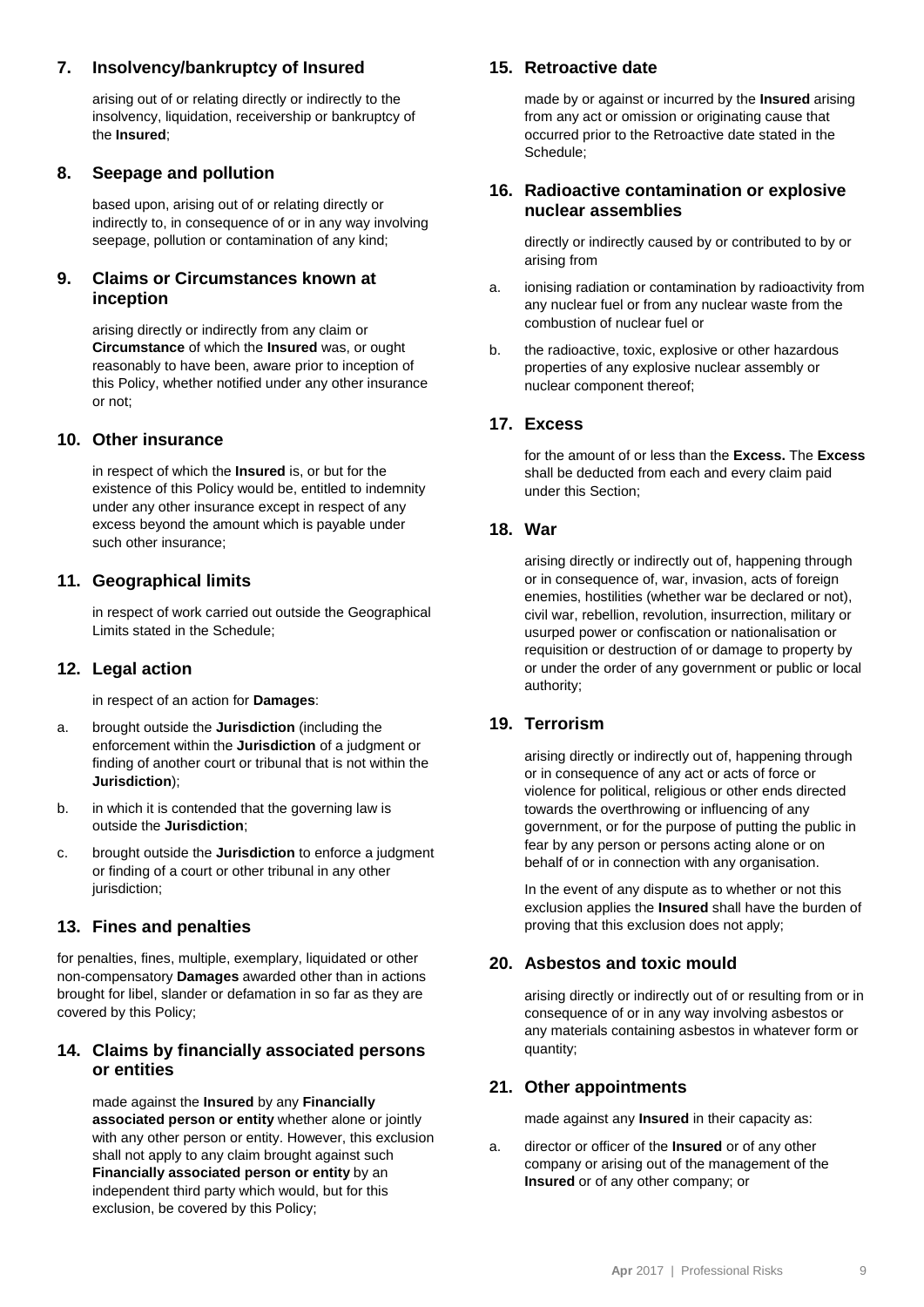## 7. Insolvency/bankruptcy of Insured

arising out of or relating directly or indirectly to the insolvency, liquidation, receivership or bankruptcy of the **Insured**;

## 8. Seepage and pollution

based upon, arising out of or relating directly or indirectly to, in consequence of or in any way involving seepage, pollution or contamination of any kind;

## 9. Claims or Circumstances known at inception

arising directly or indirectly from any claim or **Circumstance** of which the **Insured** was, or ought reasonably to have been, aware prior to inception of this Policy, whether notified under any other insurance or not;

## 10. Other insurance

in respect of which the **Insured** is, or but for the existence of this Policy would be, entitled to indemnity under any other insurance except in respect of any excess beyond the amount which is payable under such other insurance;

## 11. Geographical limits

in respect of work carried out outside the Geographical Limits stated in the Schedule;

## 12. Legal action

in respect of an action for **Damages**:

a. brought outside the **Jurisdiction** (including the enforcement within the **Jurisdiction** of a judgment or finding of another court or tribunal that is not within the **Jurisdiction**);

b. in which it is contended that the governing law is outside the **Jurisdiction**;

c. brought outside the **Jurisdiction** to enforce a judgment or finding of a court or other tribunal in any other jurisdiction;

## 13. Fines and penalties

for penalties, fines, multiple, exemplary, liquidated or other non-compensatory **Damages** awarded other than in actions brought for libel, slander or defamation in so far as they are covered by this Policy;

## 14. Claims by financially associated persons or entities

made against the **Insured** by any **Financially associated person or entity** whether alone or jointly with any other person or entity. However, this exclusion shall not apply to any claim brought against such **Financially associated person or entity** by an independent third party which would, but for this exclusion, be covered by this Policy;

## 15. Retroactive date

made by or against or incurred by the **Insured** arising from any act or omission or originating cause that occurred prior to the Retroactive date stated in the Schedule;

## 16. Radioactive contamination or explosive nuclear assemblies

directly or indirectly caused by or contributed to by or arising from

a. ionising radiation or contamination by radioactivity from any nuclear fuel or from any nuclear waste from the combustion of nuclear fuel or

b. the radioactive, toxic, explosive or other hazardous properties of any explosive nuclear assembly or nuclear component thereof;

## 17. Excess

for the amount of or less than the **Excess.** The **Excess** shall be deducted from each and every claim paid under this Section;

## 18. War

arising directly or indirectly out of, happening through or in consequence of, war, invasion, acts of foreign enemies, hostilities (whether war be declared or not), civil war, rebellion, revolution, insurrection, military or usurped power or confiscation or nationalisation or requisition or destruction of or damage to property by or under the order of any government or public or local authority;

## 19. Terrorism

arising directly or indirectly out of, happening through or in consequence of any act or acts of force or violence for political, religious or other ends directed towards the overthrowing or influencing of any government, or for the purpose of putting the public in fear by any person or persons acting alone or on behalf of or in connection with any organisation.

In the event of any dispute as to whether or not this exclusion applies the **Insured** shall have the burden of proving that this exclusion does not apply;

## 20. Asbestos and toxic mould

arising directly or indirectly out of or resulting from or in consequence of or in any way involving asbestos or any materials containing asbestos in whatever form or quantity;

## 21. Other appointments

made against any **Insured** in their capacity as:

a. director or officer of the **Insured** or of any other company or arising out of the management of the **Insured** or of any other company; or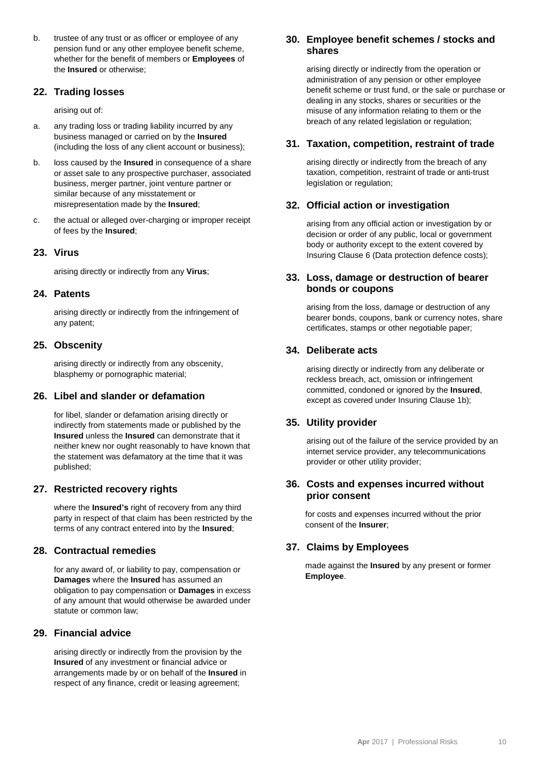b. trustee of any trust or as officer or employee of any pension fund or any other employee benefit scheme, whether for the benefit of members or **Employees** of the **Insured** or otherwise;

## 22. Trading losses

arising out of:

a. any trading loss or trading liability incurred by any business managed or carried on by the **Insured** (including the loss of any client account or business);

b. loss caused by the **Insured** in consequence of a share or asset sale to any prospective purchaser, associated business, merger partner, joint venture partner or similar because of any misstatement or misrepresentation made by the **Insured**;

c. the actual or alleged over-charging or improper receipt of fees by the **Insured**;

## 23. Virus

arising directly or indirectly from any **Virus**;

## 24. Patents

arising directly or indirectly from the infringement of any patent;

## 25. Obscenity

arising directly or indirectly from any obscenity, blasphemy or pornographic material;

## 26. Libel and slander or defamation

for libel, slander or defamation arising directly or indirectly from statements made or published by the **Insured** unless the **Insured** can demonstrate that it neither knew nor ought reasonably to have known that the statement was defamatory at the time that it was published;

## 27. Restricted recovery rights

where the **Insured's** right of recovery from any third party in respect of that claim has been restricted by the terms of any contract entered into by the **Insured**;

## 28. Contractual remedies

for any award of, or liability to pay, compensation or **Damages** where the **Insured** has assumed an obligation to pay compensation or **Damages** in excess of any amount that would otherwise be awarded under statute or common law;

## 29. Financial advice

arising directly or indirectly from the provision by the **Insured** of any investment or financial advice or arrangements made by or on behalf of the **Insured** in respect of any finance, credit or leasing agreement;

## 30. Employee benefit schemes / stocks and shares

arising directly or indirectly from the operation or administration of any pension or other employee benefit scheme or trust fund, or the sale or purchase or dealing in any stocks, shares or securities or the misuse of any information relating to them or the breach of any related legislation or regulation;

## 31. Taxation, competition, restraint of trade

arising directly or indirectly from the breach of any taxation, competition, restraint of trade or anti-trust legislation or regulation;

## 32. Official action or investigation

arising from any official action or investigation by or decision or order of any public, local or government body or authority except to the extent covered by Insuring Clause 6 (Data protection defence costs);

## 33. Loss, damage or destruction of bearer bonds or coupons

arising from the loss, damage or destruction of any bearer bonds, coupons, bank or currency notes, share certificates, stamps or other negotiable paper;

## 34. Deliberate acts

arising directly or indirectly from any deliberate or reckless breach, act, omission or infringement committed, condoned or ignored by the **Insured**, except as covered under Insuring Clause 1b);

## 35. Utility provider

arising out of the failure of the service provided by an internet service provider, any telecommunications provider or other utility provider;

## 36. Costs and expenses incurred without prior consent

for costs and expenses incurred without the prior consent of the **Insurer**;

## 37. Claims by Employees

made against the **Insured** by any present or former **Employee**.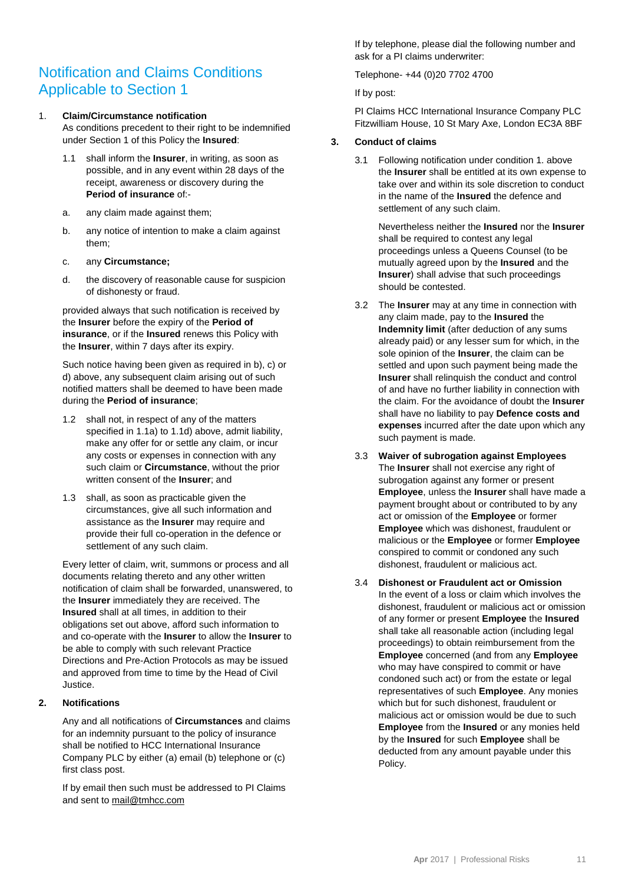## Notification and Claims Conditions Applicable to Section 1

1. **Claim/Circumstance notification**

   As conditions precedent to their right to be indemnified under Section 1 of this Policy the **Insured**:

   1.1 shall inform the **Insurer**, in writing, as soon as possible, and in any event within 28 days of the receipt, awareness or discovery during the **Period of insurance** of:-

   a. any claim made against them;

   b. any notice of intention to make a claim against them;

   c. any **Circumstance;**

   d. the discovery of reasonable cause for suspicion of dishonesty or fraud.

   provided always that such notification is received by the **Insurer** before the expiry of the **Period of insurance**, or if the **Insured** renews this Policy with the **Insurer**, within 7 days after its expiry.

   Such notice having been given as required in b), c) or d) above, any subsequent claim arising out of such notified matters shall be deemed to have been made during the **Period of insurance**;

   1.2 shall not, in respect of any of the matters specified in 1.1a) to 1.1d) above, admit liability, make any offer for or settle any claim, or incur any costs or expenses in connection with any such claim or **Circumstance**, without the prior written consent of the **Insurer**; and

   1.3 shall, as soon as practicable given the circumstances, give all such information and assistance as the **Insurer** may require and provide their full co-operation in the defence or settlement of any such claim.

   Every letter of claim, writ, summons or process and all documents relating thereto and any other written notification of claim shall be forwarded, unanswered, to the **Insurer** immediately they are received. The **Insured** shall at all times, in addition to their obligations set out above, afford such information to and co-operate with the **Insurer** to allow the **Insurer** to be able to comply with such relevant Practice Directions and Pre-Action Protocols as may be issued and approved from time to time by the Head of Civil Justice.

2. **Notifications**

   Any and all notifications of **Circumstances** and claims for an indemnity pursuant to the policy of insurance shall be notified to HCC International Insurance Company PLC by either (a) email (b) telephone or (c) first class post.

   If by email then such must be addressed to PI Claims and sent to mail@tmhcc.com

   If by telephone, please dial the following number and ask for a PI claims underwriter:

   Telephone- +44 (0)20 7702 4700

   If by post:

   PI Claims HCC International Insurance Company PLC
   Fitzwilliam House, 10 St Mary Axe, London EC3A 8BF

3. **Conduct of claims**

   3.1 Following notification under condition 1. above the **Insurer** shall be entitled at its own expense to take over and within its sole discretion to conduct in the name of the **Insured** the defence and settlement of any such claim.

   Nevertheless neither the **Insured** nor the **Insurer** shall be required to contest any legal proceedings unless a Queens Counsel (to be mutually agreed upon by the **Insured** and the **Insurer**) shall advise that such proceedings should be contested.

   3.2 The **Insurer** may at any time in connection with any claim made, pay to the **Insured** the **Indemnity limit** (after deduction of any sums already paid) or any lesser sum for which, in the sole opinion of the **Insurer**, the claim can be settled and upon such payment being made the **Insurer** shall relinquish the conduct and control of and have no further liability in connection with the claim. For the avoidance of doubt the **Insurer** shall have no liability to pay **Defence costs and expenses** incurred after the date upon which any such payment is made.

   3.3 **Waiver of subrogation against Employees**
   The **Insurer** shall not exercise any right of subrogation against any former or present **Employee**, unless the **Insurer** shall have made a payment brought about or contributed to by any act or omission of the **Employee** or former **Employee** which was dishonest, fraudulent or malicious or the **Employee** or former **Employee** conspired to commit or condoned any such dishonest, fraudulent or malicious act.

   3.4 **Dishonest or Fraudulent act or Omission**
   In the event of a loss or claim which involves the dishonest, fraudulent or malicious act or omission of any former or present **Employee** the **Insured** shall take all reasonable action (including legal proceedings) to obtain reimbursement from the **Employee** concerned (and from any **Employee** who may have conspired to commit or have condoned such act) or from the estate or legal representatives of such **Employee**. Any monies which but for such dishonest, fraudulent or malicious act or omission would be due to such **Employee** from the **Insured** or any monies held by the **Insured** for such **Employee** shall be deducted from any amount payable under this Policy.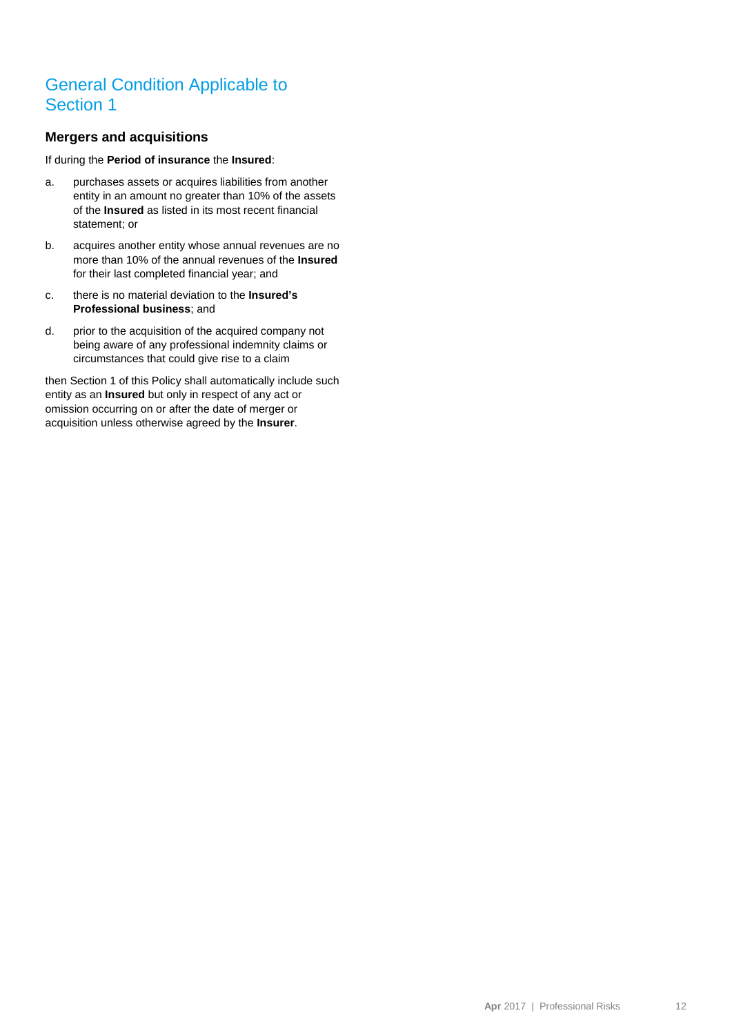# General Condition Applicable to Section 1

## Mergers and acquisitions

If during the **Period of insurance** the **Insured**:

a. purchases assets or acquires liabilities from another entity in an amount no greater than 10% of the assets of the **Insured** as listed in its most recent financial statement; or

b. acquires another entity whose annual revenues are no more than 10% of the annual revenues of the **Insured** for their last completed financial year; and

c. there is no material deviation to the **Insured's Professional business**; and

d. prior to the acquisition of the acquired company not being aware of any professional indemnity claims or circumstances that could give rise to a claim

then Section 1 of this Policy shall automatically include such entity as an **Insured** but only in respect of any act or omission occurring on or after the date of merger or acquisition unless otherwise agreed by the **Insurer**.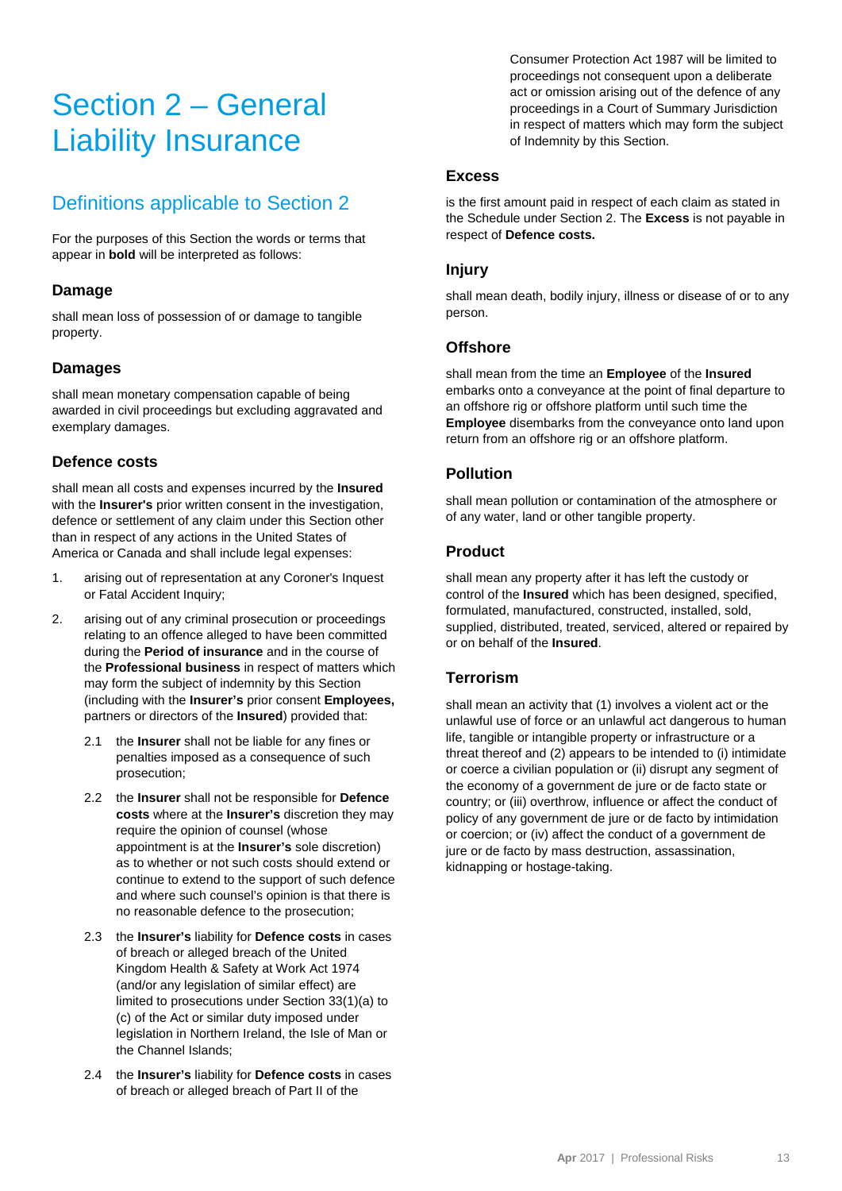# Section 2 – General Liability Insurance

## Definitions applicable to Section 2

For the purposes of this Section the words or terms that appear in **bold** will be interpreted as follows:

### Damage

shall mean loss of possession of or damage to tangible property.

### Damages

shall mean monetary compensation capable of being awarded in civil proceedings but excluding aggravated and exemplary damages.

### Defence costs

shall mean all costs and expenses incurred by the **Insured** with the **Insurer's** prior written consent in the investigation, defence or settlement of any claim under this Section other than in respect of any actions in the United States of America or Canada and shall include legal expenses:

1. arising out of representation at any Coroner's Inquest or Fatal Accident Inquiry;
2. arising out of any criminal prosecution or proceedings relating to an offence alleged to have been committed during the **Period of insurance** and in the course of the **Professional business** in respect of matters which may form the subject of indemnity by this Section (including with the **Insurer's** prior consent **Employees,** partners or directors of the **Insured**) provided that:

   2.1 the **Insurer** shall not be liable for any fines or penalties imposed as a consequence of such prosecution;

   2.2 the **Insurer** shall not be responsible for **Defence costs** where at the **Insurer's** discretion they may require the opinion of counsel (whose appointment is at the **Insurer's** sole discretion) as to whether or not such costs should extend or continue to extend to the support of such defence and where such counsel's opinion is that there is no reasonable defence to the prosecution;

   2.3 the **Insurer's** liability for **Defence costs** in cases of breach or alleged breach of the United Kingdom Health & Safety at Work Act 1974 (and/or any legislation of similar effect) are limited to prosecutions under Section 33(1)(a) to (c) of the Act or similar duty imposed under legislation in Northern Ireland, the Isle of Man or the Channel Islands;

   2.4 the **Insurer's** liability for **Defence costs** in cases of breach or alleged breach of Part II of the Consumer Protection Act 1987 will be limited to proceedings not consequent upon a deliberate act or omission arising out of the defence of any proceedings in a Court of Summary Jurisdiction in respect of matters which may form the subject of Indemnity by this Section.

### Excess

is the first amount paid in respect of each claim as stated in the Schedule under Section 2. The **Excess** is not payable in respect of **Defence costs.**

### Injury

shall mean death, bodily injury, illness or disease of or to any person.

### Offshore

shall mean from the time an **Employee** of the **Insured** embarks onto a conveyance at the point of final departure to an offshore rig or offshore platform until such time the **Employee** disembarks from the conveyance onto land upon return from an offshore rig or an offshore platform.

### Pollution

shall mean pollution or contamination of the atmosphere or of any water, land or other tangible property.

### Product

shall mean any property after it has left the custody or control of the **Insured** which has been designed, specified, formulated, manufactured, constructed, installed, sold, supplied, distributed, treated, serviced, altered or repaired by or on behalf of the **Insured**.

### Terrorism

shall mean an activity that (1) involves a violent act or the unlawful use of force or an unlawful act dangerous to human life, tangible or intangible property or infrastructure or a threat thereof and (2) appears to be intended to (i) intimidate or coerce a civilian population or (ii) disrupt any segment of the economy of a government de jure or de facto state or country; or (iii) overthrow, influence or affect the conduct of policy of any government de jure or de facto by intimidation or coercion; or (iv) affect the conduct of a government de jure or de facto by mass destruction, assassination, kidnapping or hostage-taking.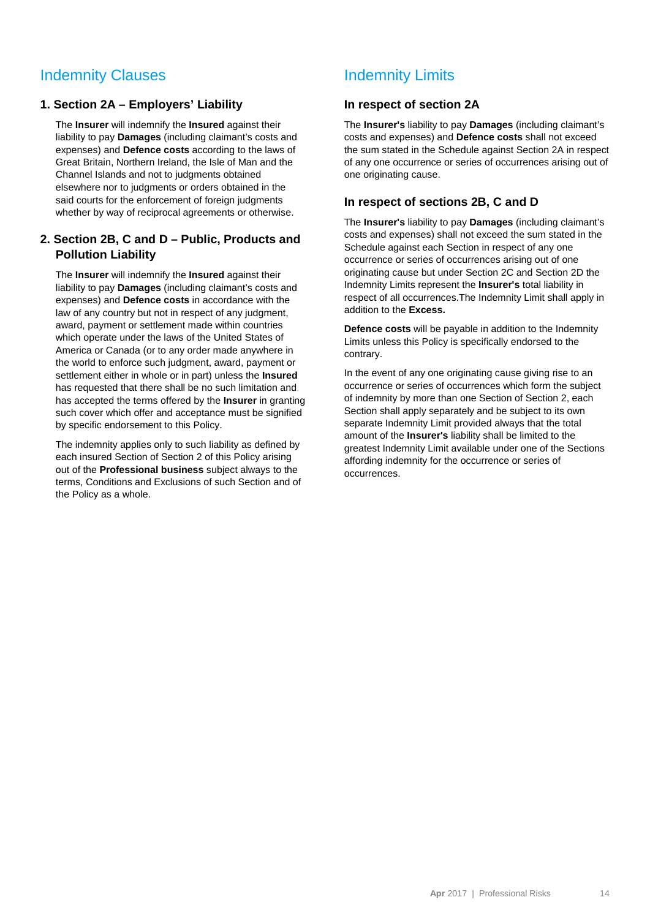## Indemnity Clauses

### 1. Section 2A – Employers' Liability

The **Insurer** will indemnify the **Insured** against their liability to pay **Damages** (including claimant's costs and expenses) and **Defence costs** according to the laws of Great Britain, Northern Ireland, the Isle of Man and the Channel Islands and not to judgments obtained elsewhere nor to judgments or orders obtained in the said courts for the enforcement of foreign judgments whether by way of reciprocal agreements or otherwise.

### 2. Section 2B, C and D – Public, Products and Pollution Liability

The **Insurer** will indemnify the **Insured** against their liability to pay **Damages** (including claimant's costs and expenses) and **Defence costs** in accordance with the law of any country but not in respect of any judgment, award, payment or settlement made within countries which operate under the laws of the United States of America or Canada (or to any order made anywhere in the world to enforce such judgment, award, payment or settlement either in whole or in part) unless the **Insured** has requested that there shall be no such limitation and has accepted the terms offered by the **Insurer** in granting such cover which offer and acceptance must be signified by specific endorsement to this Policy.

The indemnity applies only to such liability as defined by each insured Section of Section 2 of this Policy arising out of the **Professional business** subject always to the terms, Conditions and Exclusions of such Section and of the Policy as a whole.

## Indemnity Limits

### In respect of section 2A

The **Insurer's** liability to pay **Damages** (including claimant's costs and expenses) and **Defence costs** shall not exceed the sum stated in the Schedule against Section 2A in respect of any one occurrence or series of occurrences arising out of one originating cause.

### In respect of sections 2B, C and D

The **Insurer's** liability to pay **Damages** (including claimant's costs and expenses) shall not exceed the sum stated in the Schedule against each Section in respect of any one occurrence or series of occurrences arising out of one originating cause but under Section 2C and Section 2D the Indemnity Limits represent the **Insurer's** total liability in respect of all occurrences.The Indemnity Limit shall apply in addition to the **Excess.**

**Defence costs** will be payable in addition to the Indemnity Limits unless this Policy is specifically endorsed to the contrary.

In the event of any one originating cause giving rise to an occurrence or series of occurrences which form the subject of indemnity by more than one Section of Section 2, each Section shall apply separately and be subject to its own separate Indemnity Limit provided always that the total amount of the **Insurer's** liability shall be limited to the greatest Indemnity Limit available under one of the Sections affording indemnity for the occurrence or series of occurrences.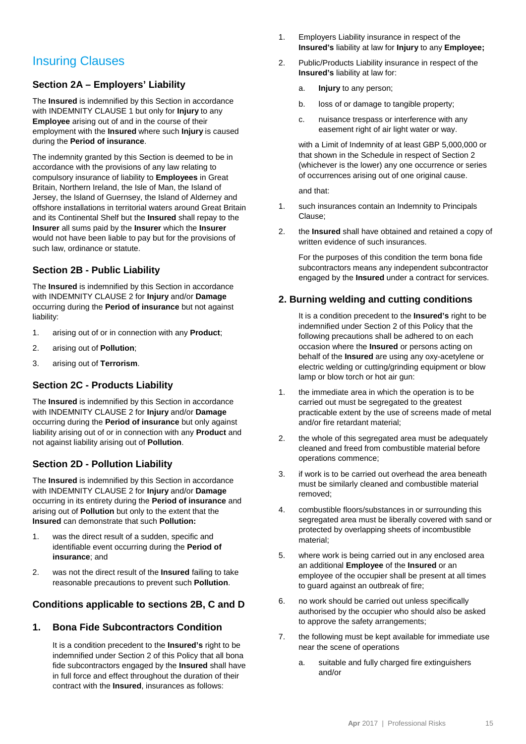# Insuring Clauses

## Section 2A – Employers' Liability

The **Insured** is indemnified by this Section in accordance with INDEMNITY CLAUSE 1 but only for **Injury** to any **Employee** arising out of and in the course of their employment with the **Insured** where such **Injury** is caused during the **Period of insurance**.

The indemnity granted by this Section is deemed to be in accordance with the provisions of any law relating to compulsory insurance of liability to **Employees** in Great Britain, Northern Ireland, the Isle of Man, the Island of Jersey, the Island of Guernsey, the Island of Alderney and offshore installations in territorial waters around Great Britain and its Continental Shelf but the **Insured** shall repay to the **Insurer** all sums paid by the **Insurer** which the **Insurer** would not have been liable to pay but for the provisions of such law, ordinance or statute.

## Section 2B - Public Liability

The **Insured** is indemnified by this Section in accordance with INDEMNITY CLAUSE 2 for **Injury** and/or **Damage** occurring during the **Period of insurance** but not against liability:

1. arising out of or in connection with any **Product**;
2. arising out of **Pollution**;
3. arising out of **Terrorism**.

## Section 2C - Products Liability

The **Insured** is indemnified by this Section in accordance with INDEMNITY CLAUSE 2 for **Injury** and/or **Damage** occurring during the **Period of insurance** but only against liability arising out of or in connection with any **Product** and not against liability arising out of **Pollution**.

## Section 2D - Pollution Liability

The **Insured** is indemnified by this Section in accordance with INDEMNITY CLAUSE 2 for **Injury** and/or **Damage** occurring in its entirety during the **Period of insurance** and arising out of **Pollution** but only to the extent that the **Insured** can demonstrate that such **Pollution:**

1. was the direct result of a sudden, specific and identifiable event occurring during the **Period of insurance**; and
2. was not the direct result of the **Insured** failing to take reasonable precautions to prevent such **Pollution**.

## Conditions applicable to sections 2B, C and D

### 1. Bona Fide Subcontractors Condition

It is a condition precedent to the **Insured's** right to be indemnified under Section 2 of this Policy that all bona fide subcontractors engaged by the **Insured** shall have in full force and effect throughout the duration of their contract with the **Insured**, insurances as follows:

1. Employers Liability insurance in respect of the **Insured's** liability at law for **Injury** to any **Employee;**
2. Public/Products Liability insurance in respect of the **Insured's** liability at law for:
   a. **Injury** to any person;
   b. loss of or damage to tangible property;
   c. nuisance trespass or interference with any easement right of air light water or way.

   with a Limit of Indemnity of at least GBP 5,000,000 or that shown in the Schedule in respect of Section 2 (whichever is the lower) any one occurrence or series of occurrences arising out of one original cause.

   and that:

1. such insurances contain an Indemnity to Principals Clause;
2. the **Insured** shall have obtained and retained a copy of written evidence of such insurances.

   For the purposes of this condition the term bona fide subcontractors means any independent subcontractor engaged by the **Insured** under a contract for services.

### 2. Burning welding and cutting conditions

It is a condition precedent to the **Insured's** right to be indemnified under Section 2 of this Policy that the following precautions shall be adhered to on each occasion where the **Insured** or persons acting on behalf of the **Insured** are using any oxy-acetylene or electric welding or cutting/grinding equipment or blow lamp or blow torch or hot air gun:

1. the immediate area in which the operation is to be carried out must be segregated to the greatest practicable extent by the use of screens made of metal and/or fire retardant material;
2. the whole of this segregated area must be adequately cleaned and freed from combustible material before operations commence;
3. if work is to be carried out overhead the area beneath must be similarly cleaned and combustible material removed;
4. combustible floors/substances in or surrounding this segregated area must be liberally covered with sand or protected by overlapping sheets of incombustible material;
5. where work is being carried out in any enclosed area an additional **Employee** of the **Insured** or an employee of the occupier shall be present at all times to guard against an outbreak of fire;
6. no work should be carried out unless specifically authorised by the occupier who should also be asked to approve the safety arrangements;
7. the following must be kept available for immediate use near the scene of operations
   a. suitable and fully charged fire extinguishers and/or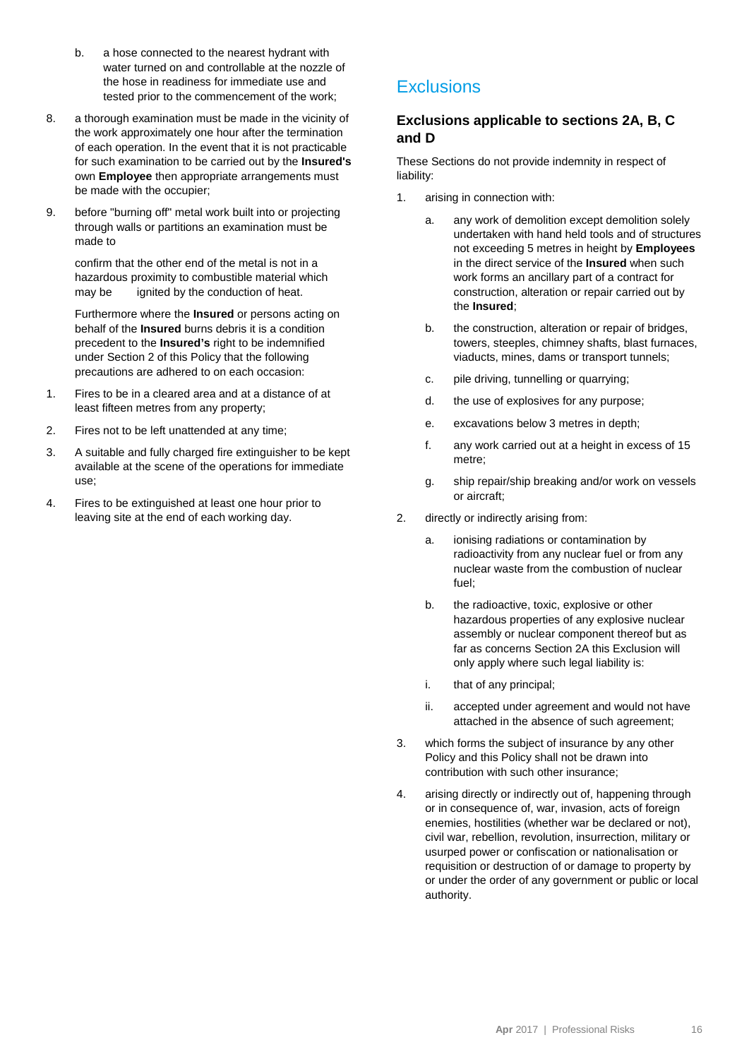b. a hose connected to the nearest hydrant with water turned on and controllable at the nozzle of the hose in readiness for immediate use and tested prior to the commencement of the work;

8. a thorough examination must be made in the vicinity of the work approximately one hour after the termination of each operation. In the event that it is not practicable for such examination to be carried out by the **Insured's** own **Employee** then appropriate arrangements must be made with the occupier;

9. before "burning off" metal work built into or projecting through walls or partitions an examination must be made to

   confirm that the other end of the metal is not in a hazardous proximity to combustible material which may be ignited by the conduction of heat.

   Furthermore where the **Insured** or persons acting on behalf of the **Insured** burns debris it is a condition precedent to the **Insured's** right to be indemnified under Section 2 of this Policy that the following precautions are adhered to on each occasion:

1. Fires to be in a cleared area and at a distance of at least fifteen metres from any property;
2. Fires not to be left unattended at any time;
3. A suitable and fully charged fire extinguisher to be kept available at the scene of the operations for immediate use;
4. Fires to be extinguished at least one hour prior to leaving site at the end of each working day.

# Exclusions

### Exclusions applicable to sections 2A, B, C and D

These Sections do not provide indemnity in respect of liability:

1. arising in connection with:
   a. any work of demolition except demolition solely undertaken with hand held tools and of structures not exceeding 5 metres in height by **Employees** in the direct service of the **Insured** when such work forms an ancillary part of a contract for construction, alteration or repair carried out by the **Insured**;
   b. the construction, alteration or repair of bridges, towers, steeples, chimney shafts, blast furnaces, viaducts, mines, dams or transport tunnels;
   c. pile driving, tunnelling or quarrying;
   d. the use of explosives for any purpose;
   e. excavations below 3 metres in depth;
   f. any work carried out at a height in excess of 15 metre;
   g. ship repair/ship breaking and/or work on vessels or aircraft;
2. directly or indirectly arising from:
   a. ionising radiations or contamination by radioactivity from any nuclear fuel or from any nuclear waste from the combustion of nuclear fuel;
   b. the radioactive, toxic, explosive or other hazardous properties of any explosive nuclear assembly or nuclear component thereof but as far as concerns Section 2A this Exclusion will only apply where such legal liability is:
   i. that of any principal;
   ii. accepted under agreement and would not have attached in the absence of such agreement;
3. which forms the subject of insurance by any other Policy and this Policy shall not be drawn into contribution with such other insurance;
4. arising directly or indirectly out of, happening through or in consequence of, war, invasion, acts of foreign enemies, hostilities (whether war be declared or not), civil war, rebellion, revolution, insurrection, military or usurped power or confiscation or nationalisation or requisition or destruction of or damage to property by or under the order of any government or public or local authority.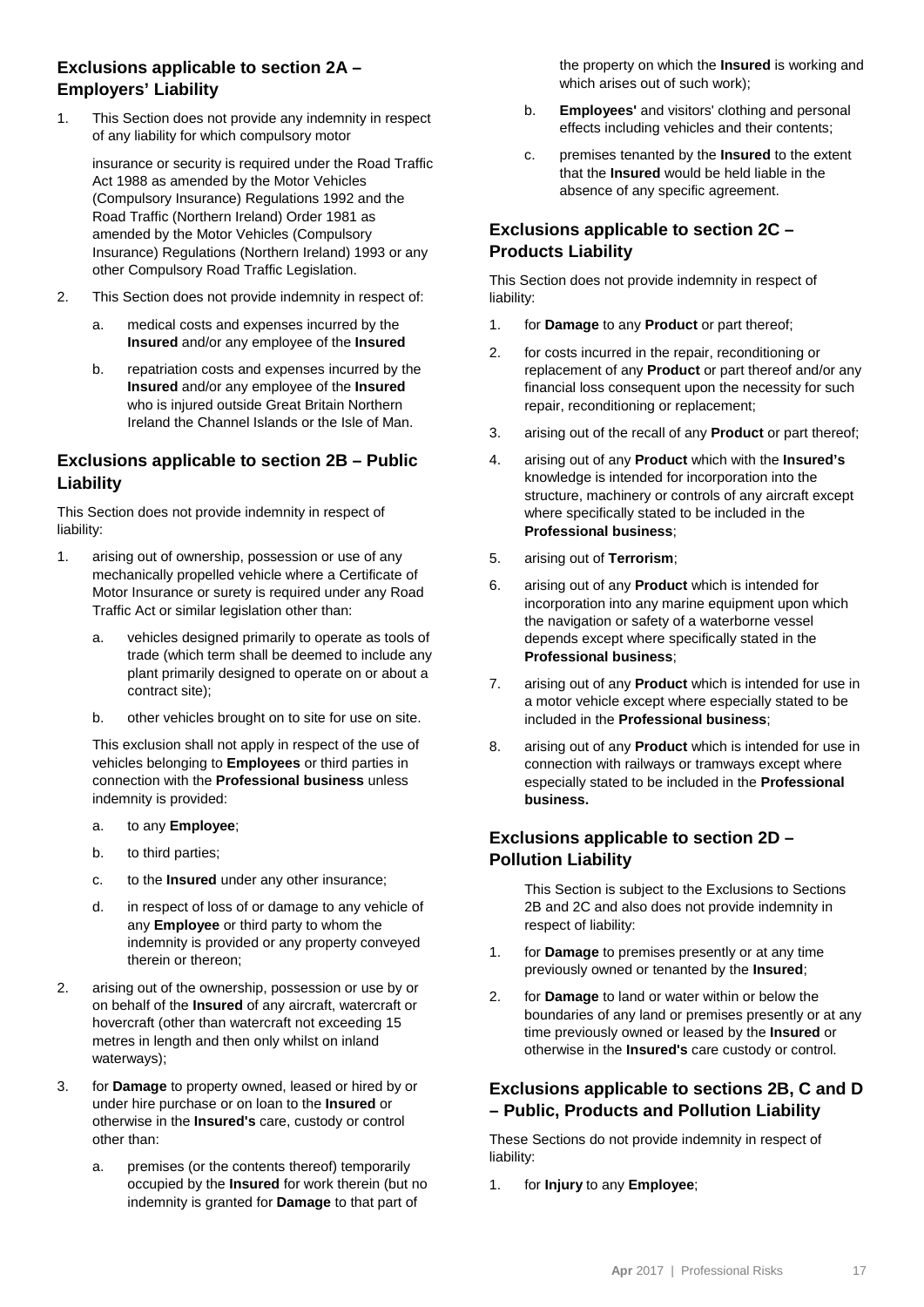## Exclusions applicable to section 2A – Employers' Liability

1. This Section does not provide any indemnity in respect of any liability for which compulsory motor

   insurance or security is required under the Road Traffic Act 1988 as amended by the Motor Vehicles (Compulsory Insurance) Regulations 1992 and the Road Traffic (Northern Ireland) Order 1981 as amended by the Motor Vehicles (Compulsory Insurance) Regulations (Northern Ireland) 1993 or any other Compulsory Road Traffic Legislation.

2. This Section does not provide indemnity in respect of:

   a. medical costs and expenses incurred by the **Insured** and/or any employee of the **Insured**

   b. repatriation costs and expenses incurred by the **Insured** and/or any employee of the **Insured** who is injured outside Great Britain Northern Ireland the Channel Islands or the Isle of Man.

## Exclusions applicable to section 2B – Public Liability

This Section does not provide indemnity in respect of liability:

1. arising out of ownership, possession or use of any mechanically propelled vehicle where a Certificate of Motor Insurance or surety is required under any Road Traffic Act or similar legislation other than:

   a. vehicles designed primarily to operate as tools of trade (which term shall be deemed to include any plant primarily designed to operate on or about a contract site);

   b. other vehicles brought on to site for use on site.

   This exclusion shall not apply in respect of the use of vehicles belonging to **Employees** or third parties in connection with the **Professional business** unless indemnity is provided:

   a. to any **Employee**;

   b. to third parties;

   c. to the **Insured** under any other insurance;

   d. in respect of loss of or damage to any vehicle of any **Employee** or third party to whom the indemnity is provided or any property conveyed therein or thereon;

2. arising out of the ownership, possession or use by or on behalf of the **Insured** of any aircraft, watercraft or hovercraft (other than watercraft not exceeding 15 metres in length and then only whilst on inland waterways);

3. for **Damage** to property owned, leased or hired by or under hire purchase or on loan to the **Insured** or otherwise in the **Insured's** care, custody or control other than:

   a. premises (or the contents thereof) temporarily occupied by the **Insured** for work therein (but no indemnity is granted for **Damage** to that part of the property on which the **Insured** is working and which arises out of such work);

   b. **Employees'** and visitors' clothing and personal effects including vehicles and their contents;

   c. premises tenanted by the **Insured** to the extent that the **Insured** would be held liable in the absence of any specific agreement.

## Exclusions applicable to section 2C – Products Liability

This Section does not provide indemnity in respect of liability:

1. for **Damage** to any **Product** or part thereof;

2. for costs incurred in the repair, reconditioning or replacement of any **Product** or part thereof and/or any financial loss consequent upon the necessity for such repair, reconditioning or replacement;

3. arising out of the recall of any **Product** or part thereof;

4. arising out of any **Product** which with the **Insured's** knowledge is intended for incorporation into the structure, machinery or controls of any aircraft except where specifically stated to be included in the **Professional business**;

5. arising out of **Terrorism**;

6. arising out of any **Product** which is intended for incorporation into any marine equipment upon which the navigation or safety of a waterborne vessel depends except where specifically stated in the **Professional business**;

7. arising out of any **Product** which is intended for use in a motor vehicle except where especially stated to be included in the **Professional business**;

8. arising out of any **Product** which is intended for use in connection with railways or tramways except where especially stated to be included in the **Professional business.**

## Exclusions applicable to section 2D – Pollution Liability

This Section is subject to the Exclusions to Sections 2B and 2C and also does not provide indemnity in respect of liability:

1. for **Damage** to premises presently or at any time previously owned or tenanted by the **Insured**;

2. for **Damage** to land or water within or below the boundaries of any land or premises presently or at any time previously owned or leased by the **Insured** or otherwise in the **Insured's** care custody or control.

## Exclusions applicable to sections 2B, C and D – Public, Products and Pollution Liability

These Sections do not provide indemnity in respect of liability:

1. for **Injury** to any **Employee**;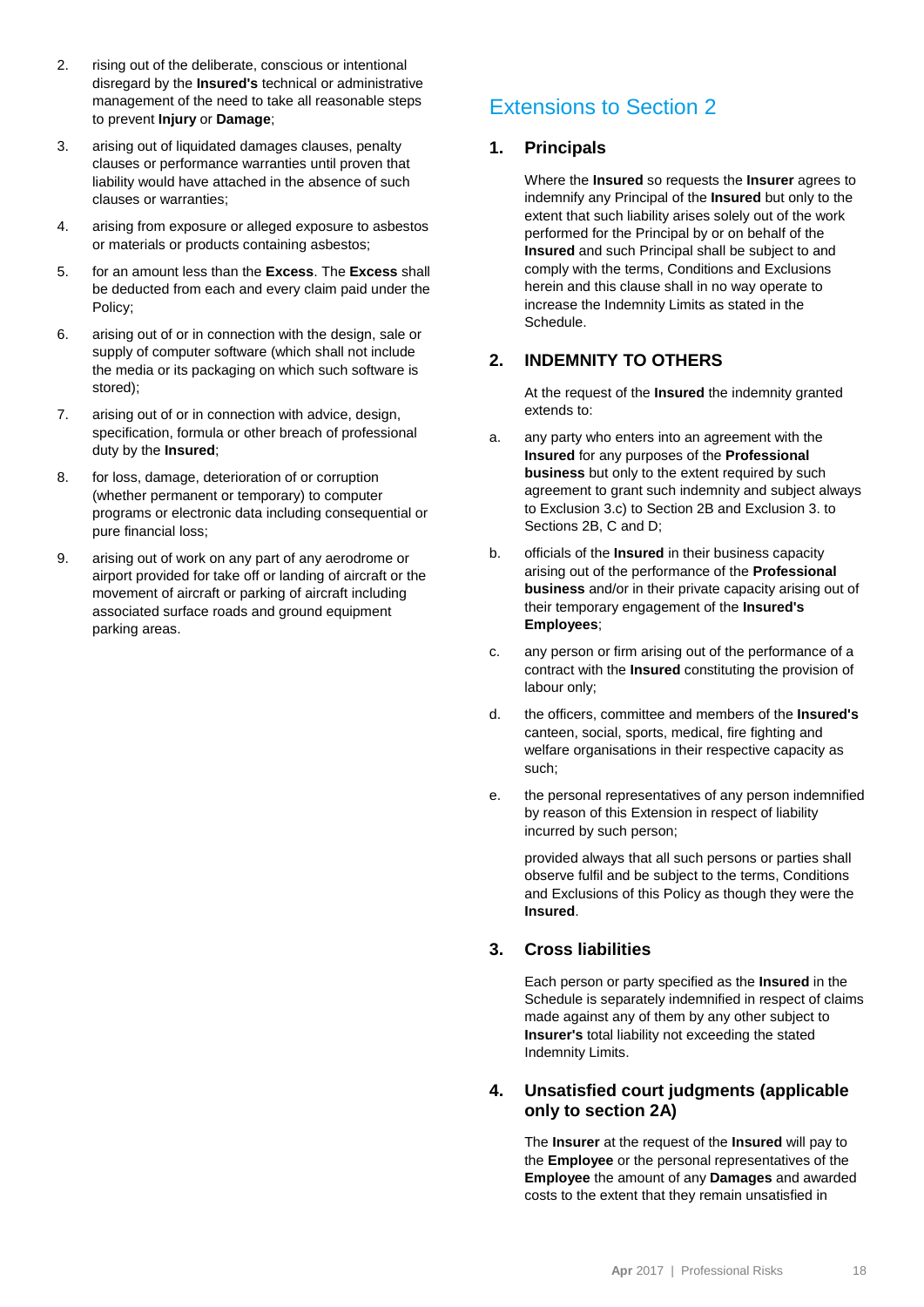2. rising out of the deliberate, conscious or intentional disregard by the **Insured's** technical or administrative management of the need to take all reasonable steps to prevent **Injury** or **Damage**;

3. arising out of liquidated damages clauses, penalty clauses or performance warranties until proven that liability would have attached in the absence of such clauses or warranties;

4. arising from exposure or alleged exposure to asbestos or materials or products containing asbestos;

5. for an amount less than the **Excess**. The **Excess** shall be deducted from each and every claim paid under the Policy;

6. arising out of or in connection with the design, sale or supply of computer software (which shall not include the media or its packaging on which such software is stored);

7. arising out of or in connection with advice, design, specification, formula or other breach of professional duty by the **Insured**;

8. for loss, damage, deterioration of or corruption (whether permanent or temporary) to computer programs or electronic data including consequential or pure financial loss;

9. arising out of work on any part of any aerodrome or airport provided for take off or landing of aircraft or the movement of aircraft or parking of aircraft including associated surface roads and ground equipment parking areas.

## Extensions to Section 2

### 1. Principals

Where the **Insured** so requests the **Insurer** agrees to indemnify any Principal of the **Insured** but only to the extent that such liability arises solely out of the work performed for the Principal by or on behalf of the **Insured** and such Principal shall be subject to and comply with the terms, Conditions and Exclusions herein and this clause shall in no way operate to increase the Indemnity Limits as stated in the Schedule.

### 2. INDEMNITY TO OTHERS

At the request of the **Insured** the indemnity granted extends to:

a. any party who enters into an agreement with the **Insured** for any purposes of the **Professional business** but only to the extent required by such agreement to grant such indemnity and subject always to Exclusion 3.c) to Section 2B and Exclusion 3. to Sections 2B, C and D;

b. officials of the **Insured** in their business capacity arising out of the performance of the **Professional business** and/or in their private capacity arising out of their temporary engagement of the **Insured's Employees**;

c. any person or firm arising out of the performance of a contract with the **Insured** constituting the provision of labour only;

d. the officers, committee and members of the **Insured's** canteen, social, sports, medical, fire fighting and welfare organisations in their respective capacity as such;

e. the personal representatives of any person indemnified by reason of this Extension in respect of liability incurred by such person;

provided always that all such persons or parties shall observe fulfil and be subject to the terms, Conditions and Exclusions of this Policy as though they were the **Insured**.

### 3. Cross liabilities

Each person or party specified as the **Insured** in the Schedule is separately indemnified in respect of claims made against any of them by any other subject to **Insurer's** total liability not exceeding the stated Indemnity Limits.

### 4. Unsatisfied court judgments (applicable only to section 2A)

The **Insurer** at the request of the **Insured** will pay to the **Employee** or the personal representatives of the **Employee** the amount of any **Damages** and awarded costs to the extent that they remain unsatisfied in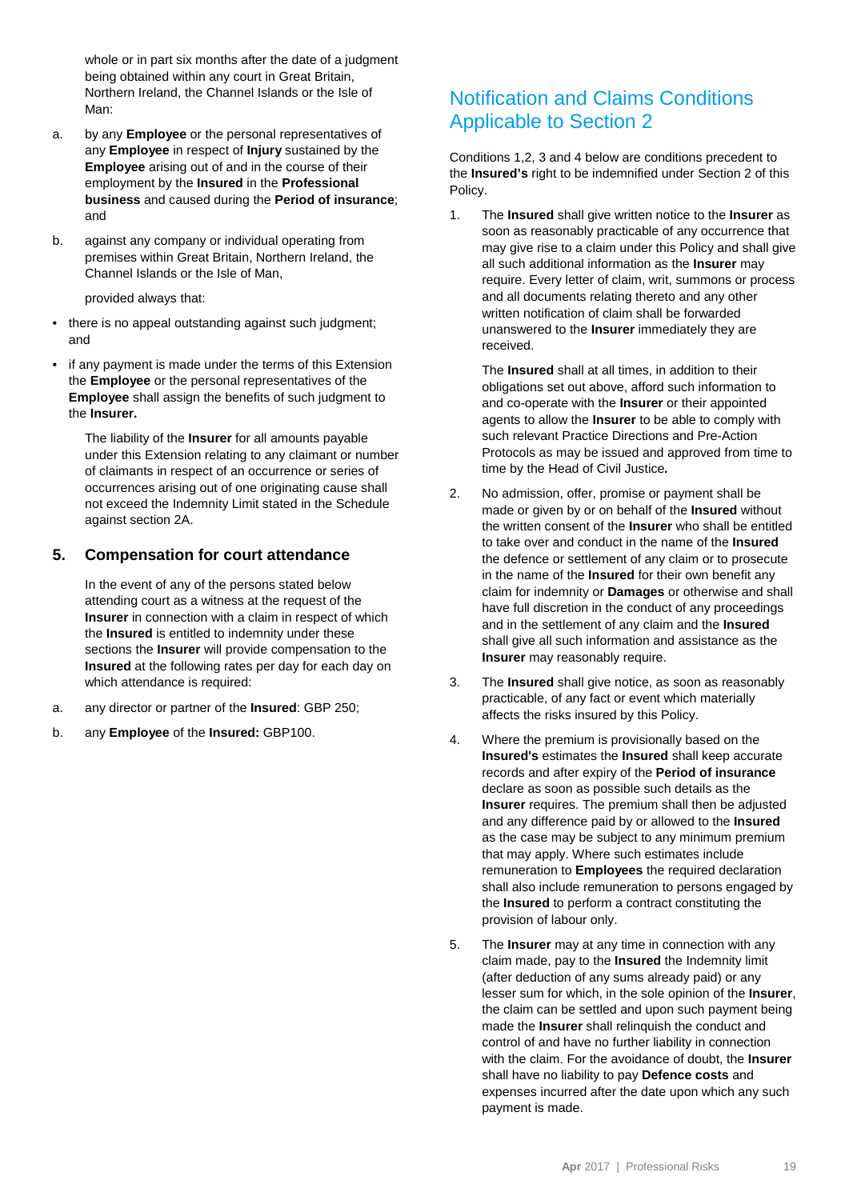whole or in part six months after the date of a judgment being obtained within any court in Great Britain, Northern Ireland, the Channel Islands or the Isle of Man:

a. by any **Employee** or the personal representatives of any **Employee** in respect of **Injury** sustained by the **Employee** arising out of and in the course of their employment by the **Insured** in the **Professional business** and caused during the **Period of insurance**; and

b. against any company or individual operating from premises within Great Britain, Northern Ireland, the Channel Islands or the Isle of Man,

provided always that:

- there is no appeal outstanding against such judgment; and
- if any payment is made under the terms of this Extension the **Employee** or the personal representatives of the **Employee** shall assign the benefits of such judgment to the **Insurer.**

The liability of the **Insurer** for all amounts payable under this Extension relating to any claimant or number of claimants in respect of an occurrence or series of occurrences arising out of one originating cause shall not exceed the Indemnity Limit stated in the Schedule against section 2A.

### 5. Compensation for court attendance

In the event of any of the persons stated below attending court as a witness at the request of the **Insurer** in connection with a claim in respect of which the **Insured** is entitled to indemnity under these sections the **Insurer** will provide compensation to the **Insured** at the following rates per day for each day on which attendance is required:

a. any director or partner of the **Insured**: GBP 250;

b. any **Employee** of the **Insured:** GBP100.

## Notification and Claims Conditions Applicable to Section 2

Conditions 1,2, 3 and 4 below are conditions precedent to the **Insured's** right to be indemnified under Section 2 of this Policy.

1. The **Insured** shall give written notice to the **Insurer** as soon as reasonably practicable of any occurrence that may give rise to a claim under this Policy and shall give all such additional information as the **Insurer** may require. Every letter of claim, writ, summons or process and all documents relating thereto and any other written notification of claim shall be forwarded unanswered to the **Insurer** immediately they are received.

   The **Insured** shall at all times, in addition to their obligations set out above, afford such information to and co-operate with the **Insurer** or their appointed agents to allow the **Insurer** to be able to comply with such relevant Practice Directions and Pre-Action Protocols as may be issued and approved from time to time by the Head of Civil Justice***.***

2. No admission, offer, promise or payment shall be made or given by or on behalf of the **Insured** without the written consent of the **Insurer** who shall be entitled to take over and conduct in the name of the **Insured** the defence or settlement of any claim or to prosecute in the name of the **Insured** for their own benefit any claim for indemnity or **Damages** or otherwise and shall have full discretion in the conduct of any proceedings and in the settlement of any claim and the **Insured** shall give all such information and assistance as the **Insurer** may reasonably require.

3. The **Insured** shall give notice, as soon as reasonably practicable, of any fact or event which materially affects the risks insured by this Policy.

4. Where the premium is provisionally based on the **Insured's** estimates the **Insured** shall keep accurate records and after expiry of the **Period of insurance** declare as soon as possible such details as the **Insurer** requires. The premium shall then be adjusted and any difference paid by or allowed to the **Insured** as the case may be subject to any minimum premium that may apply. Where such estimates include remuneration to **Employees** the required declaration shall also include remuneration to persons engaged by the **Insured** to perform a contract constituting the provision of labour only.

5. The **Insurer** may at any time in connection with any claim made, pay to the **Insured** the Indemnity limit (after deduction of any sums already paid) or any lesser sum for which, in the sole opinion of the **Insurer**, the claim can be settled and upon such payment being made the **Insurer** shall relinquish the conduct and control of and have no further liability in connection with the claim. For the avoidance of doubt, the **Insurer** shall have no liability to pay **Defence costs** and expenses incurred after the date upon which any such payment is made.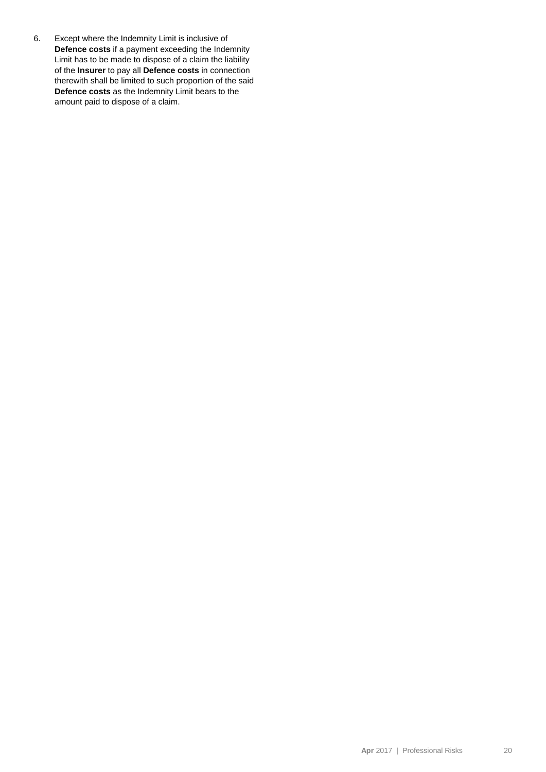6. Except where the Indemnity Limit is inclusive of **Defence costs** if a payment exceeding the Indemnity Limit has to be made to dispose of a claim the liability of the **Insurer** to pay all **Defence costs** in connection therewith shall be limited to such proportion of the said **Defence costs** as the Indemnity Limit bears to the amount paid to dispose of a claim.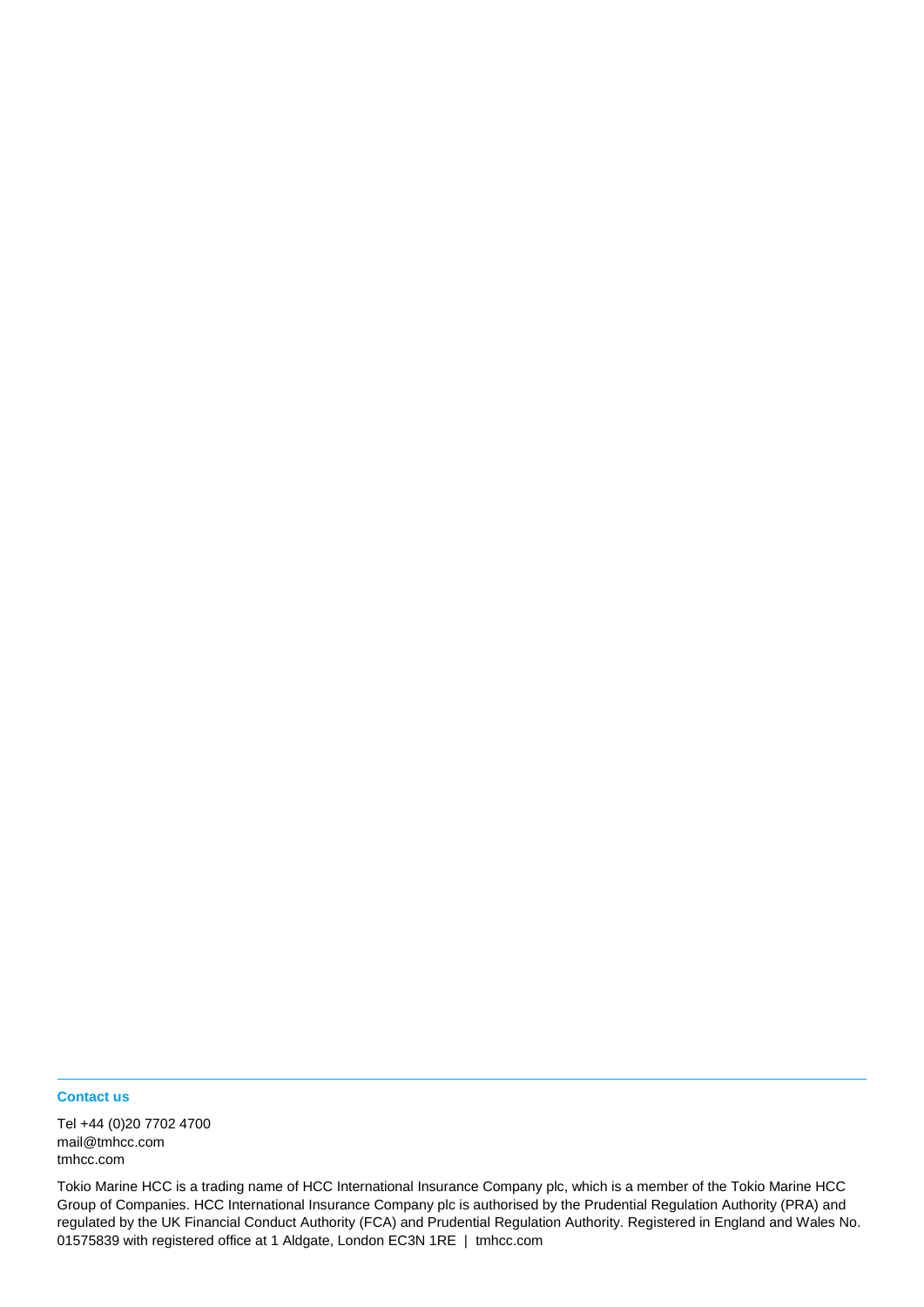**Contact us**

Tel +44 (0)20 7702 4700
mail@tmhcc.com
tmhcc.com

Tokio Marine HCC is a trading name of HCC International Insurance Company plc, which is a member of the Tokio Marine HCC Group of Companies. HCC International Insurance Company plc is authorised by the Prudential Regulation Authority (PRA) and regulated by the UK Financial Conduct Authority (FCA) and Prudential Regulation Authority. Registered in England and Wales No. 01575839 with registered office at 1 Aldgate, London EC3N 1RE | tmhcc.com